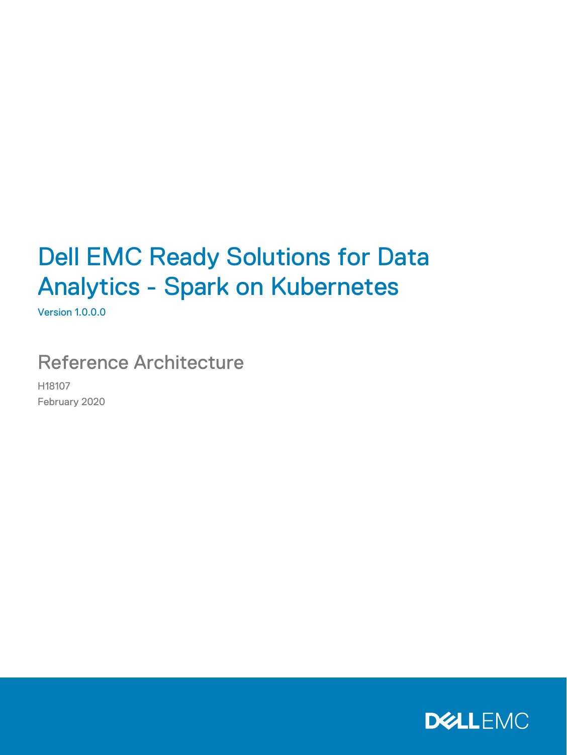# Dell EMC Ready Solutions for Data Analytics - Spark on Kubernetes

Version 1.0.0.0

## Reference Architecture

H18107

February 2020

DELL EMC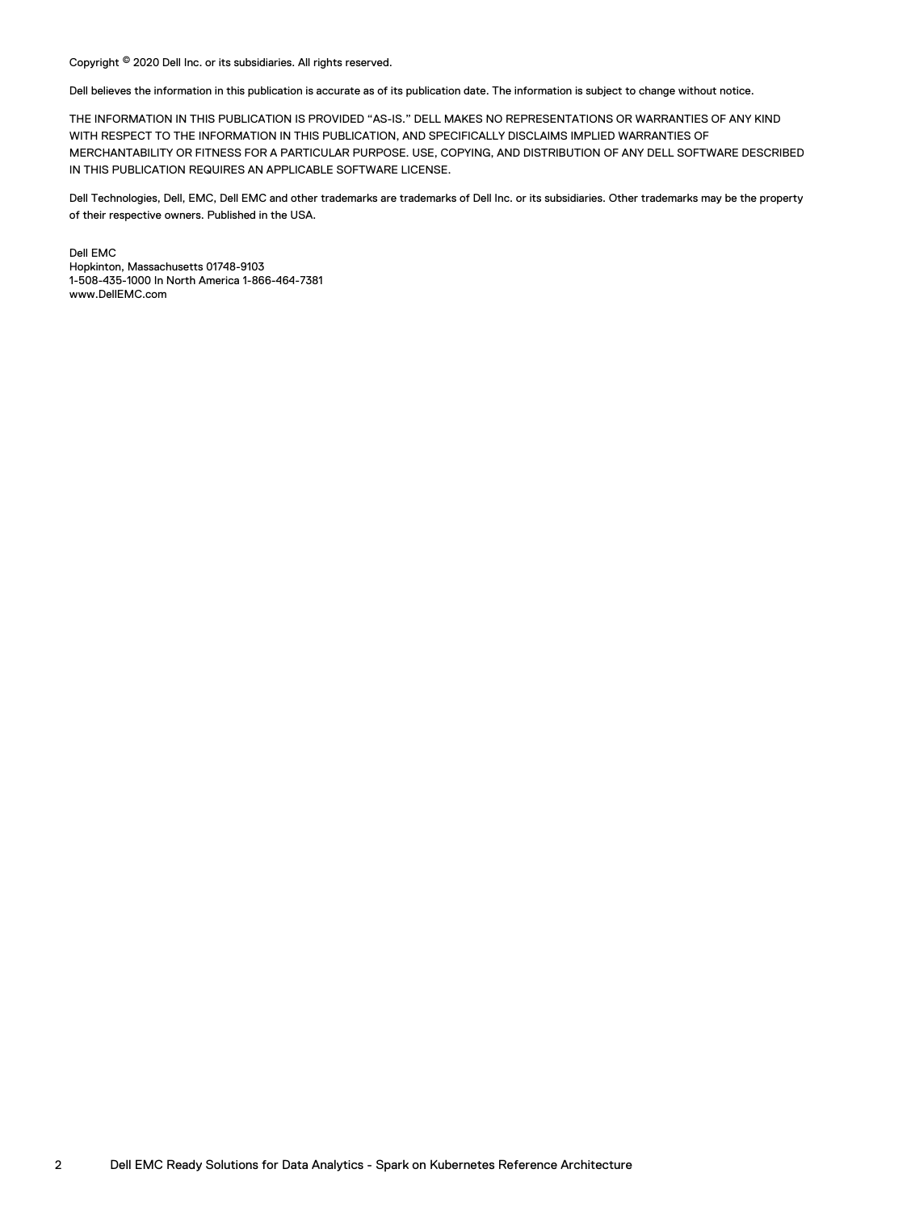Copyright © 2020 Dell Inc. or its subsidiaries. All rights reserved.

Dell believes the information in this publication is accurate as of its publication date. The information is subject to change without notice.

THE INFORMATION IN THIS PUBLICATION IS PROVIDED "AS-IS." DELL MAKES NO REPRESENTATIONS OR WARRANTIES OF ANY KIND WITH RESPECT TO THE INFORMATION IN THIS PUBLICATION, AND SPECIFICALLY DISCLAIMS IMPLIED WARRANTIES OF MERCHANTABILITY OR FITNESS FOR A PARTICULAR PURPOSE. USE, COPYING, AND DISTRIBUTION OF ANY DELL SOFTWARE DESCRIBED IN THIS PUBLICATION REQUIRES AN APPLICABLE SOFTWARE LICENSE.

Dell Technologies, Dell, EMC, Dell EMC and other trademarks are trademarks of Dell Inc. or its subsidiaries. Other trademarks may be the property of their respective owners. Published in the USA.

Dell EMC
Hopkinton, Massachusetts 01748-9103
1-508-435-1000 In North America 1-866-464-7381
www.DellEMC.com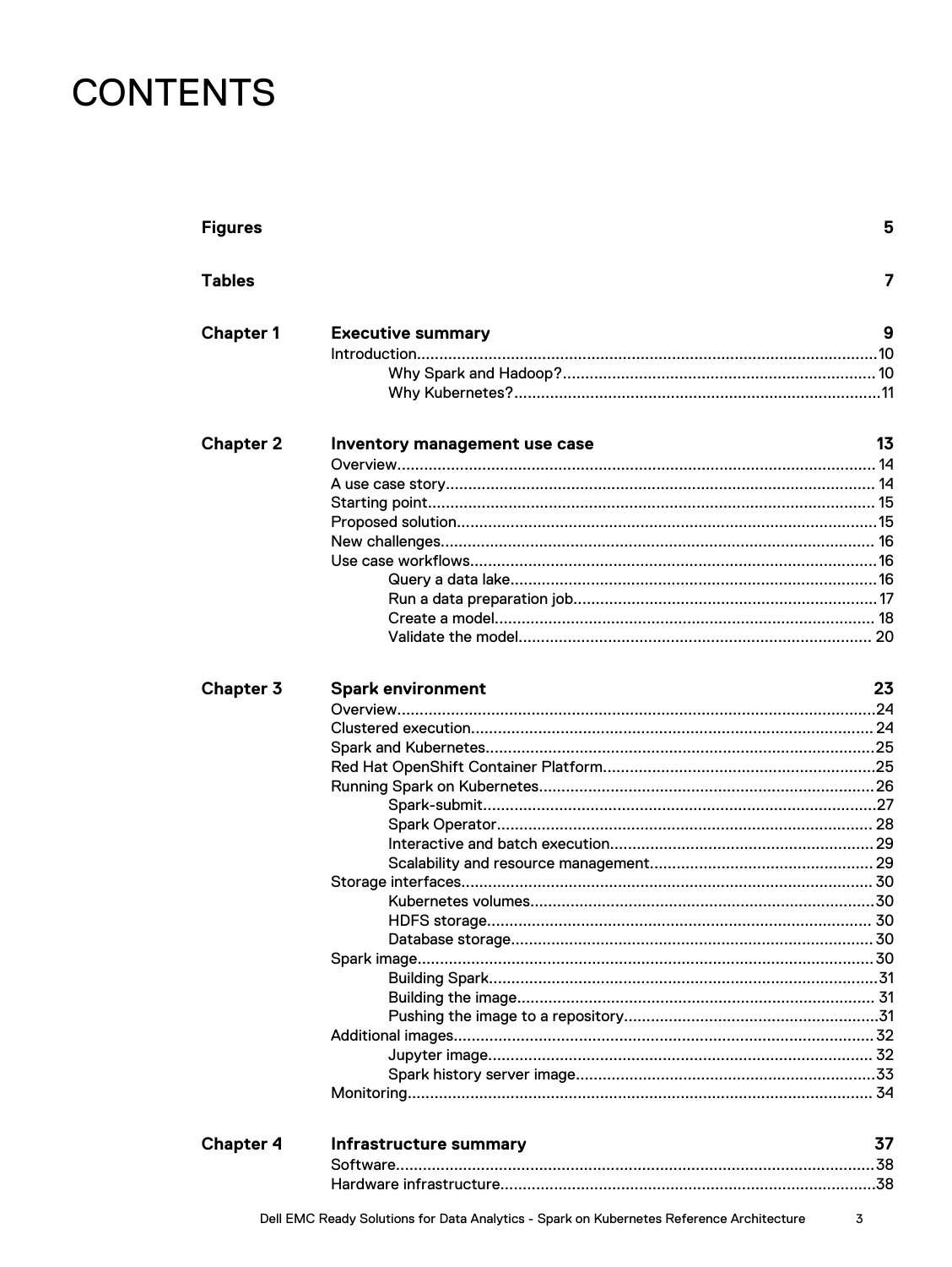# CONTENTS

| | | |
|---|---|---|
| **Figures** | | **5** |
| **Tables** | | **7** |
| **Chapter 1** | **Executive summary** | **9** |
| | Introduction | 10 |
| | Why Spark and Hadoop? | 10 |
| | Why Kubernetes? | 11 |
| **Chapter 2** | **Inventory management use case** | **13** |
| | Overview | 14 |
| | A use case story | 14 |
| | Starting point | 15 |
| | Proposed solution | 15 |
| | New challenges | 16 |
| | Use case workflows | 16 |
| | Query a data lake | 16 |
| | Run a data preparation job | 17 |
| | Create a model | 18 |
| | Validate the model | 20 |
| **Chapter 3** | **Spark environment** | **23** |
| | Overview | 24 |
| | Clustered execution | 24 |
| | Spark and Kubernetes | 25 |
| | Red Hat OpenShift Container Platform | 25 |
| | Running Spark on Kubernetes | 26 |
| | Spark-submit | 27 |
| | Spark Operator | 28 |
| | Interactive and batch execution | 29 |
| | Scalability and resource management | 29 |
| | Storage interfaces | 30 |
| | Kubernetes volumes | 30 |
| | HDFS storage | 30 |
| | Database storage | 30 |
| | Spark image | 30 |
| | Building Spark | 31 |
| | Building the image | 31 |
| | Pushing the image to a repository | 31 |
| | Additional images | 32 |
| | Jupyter image | 32 |
| | Spark history server image | 33 |
| | Monitoring | 34 |
| **Chapter 4** | **Infrastructure summary** | **37** |
| | Software | 38 |
| | Hardware infrastructure | 38 |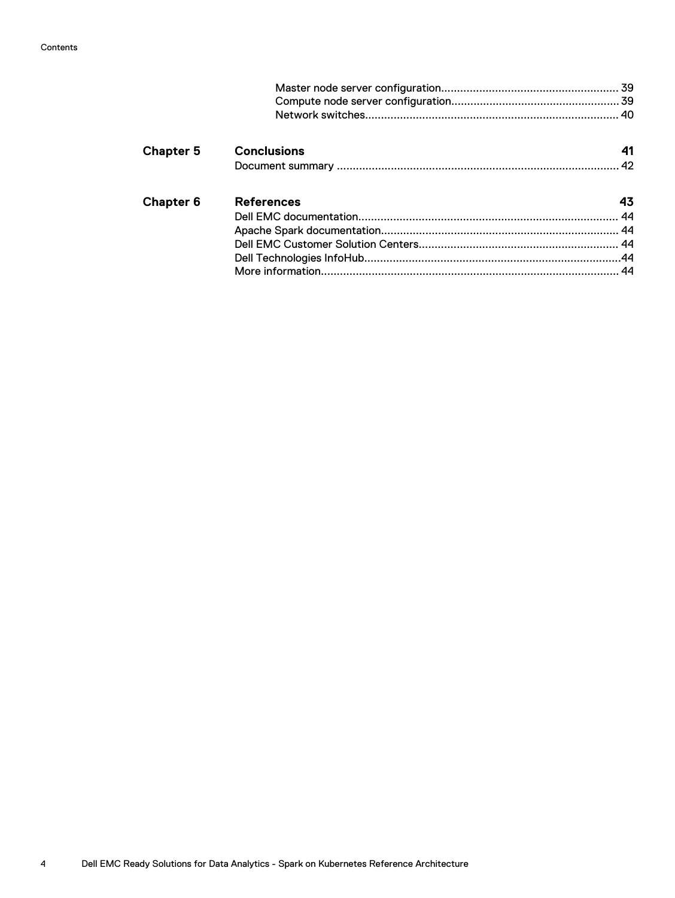Master node server configuration........................................................ 39
Compute node server configuration..................................................... 39
Network switches................................................................................ 40

**Chapter 5** **Conclusions** **41**

Document summary ......................................................................................... 42

**Chapter 6** **References** **43**

Dell EMC documentation.................................................................................. 44
Apache Spark documentation........................................................................... 44
Dell EMC Customer Solution Centers............................................................... 44
Dell Technologies InfoHub................................................................................44
More information.............................................................................................. 44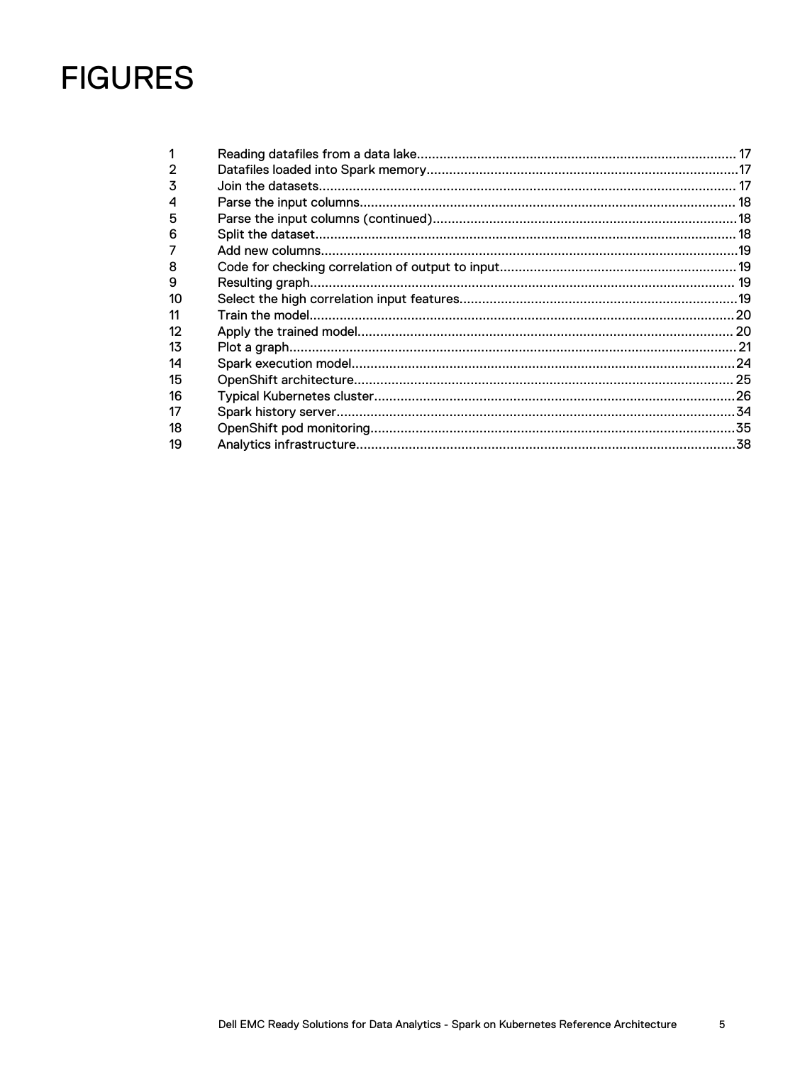# FIGURES

| | | |
|---|---|---|
| 1 | Reading datafiles from a data lake | 17 |
| 2 | Datafiles loaded into Spark memory | 17 |
| 3 | Join the datasets | 17 |
| 4 | Parse the input columns | 18 |
| 5 | Parse the input columns (continued) | 18 |
| 6 | Split the dataset | 18 |
| 7 | Add new columns | 19 |
| 8 | Code for checking correlation of output to input | 19 |
| 9 | Resulting graph | 19 |
| 10 | Select the high correlation input features | 19 |
| 11 | Train the model | 20 |
| 12 | Apply the trained model | 20 |
| 13 | Plot a graph | 21 |
| 14 | Spark execution model | 24 |
| 15 | OpenShift architecture | 25 |
| 16 | Typical Kubernetes cluster | 26 |
| 17 | Spark history server | 34 |
| 18 | OpenShift pod monitoring | 35 |
| 19 | Analytics infrastructure | 38 |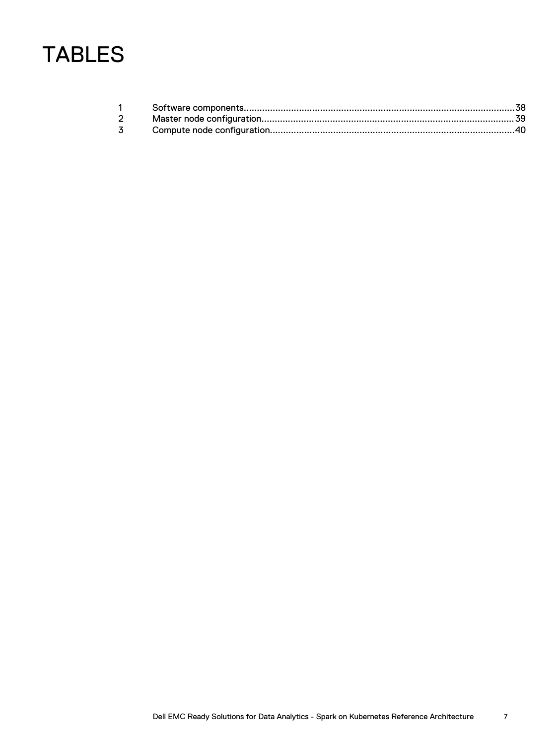# TABLES

1 Software components....................................................................................................38
2 Master node configuration.............................................................................................39
3 Compute node configuration..........................................................................................40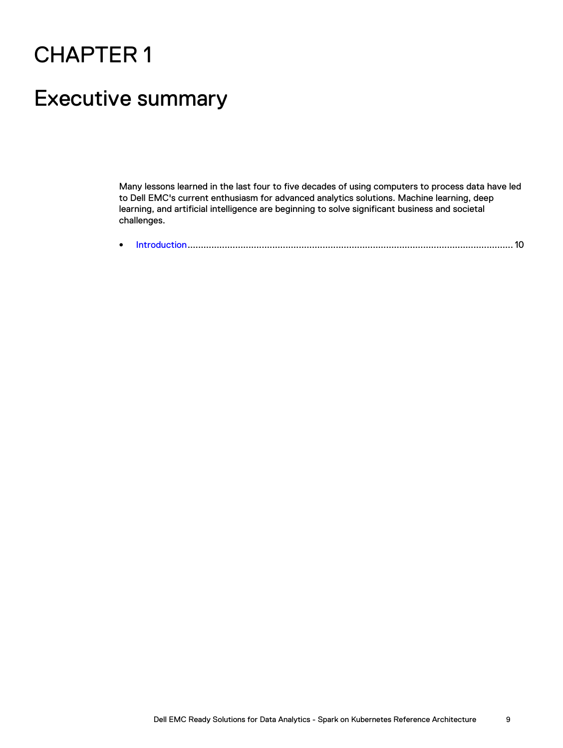# CHAPTER 1

# Executive summary

Many lessons learned in the last four to five decades of using computers to process data have led to Dell EMC's current enthusiasm for advanced analytics solutions. Machine learning, deep learning, and artificial intelligence are beginning to solve significant business and societal challenges.

- Introduction........................................................................................................................ 10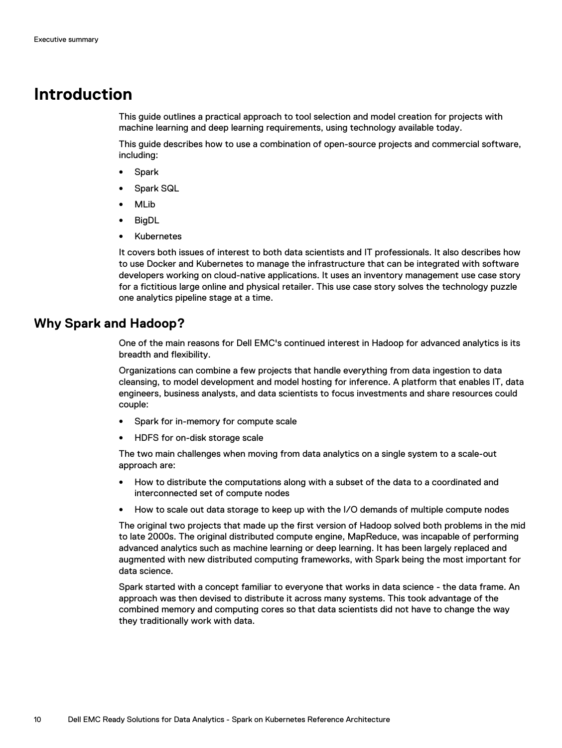# Introduction

This guide outlines a practical approach to tool selection and model creation for projects with machine learning and deep learning requirements, using technology available today.

This guide describes how to use a combination of open-source projects and commercial software, including:

- Spark
- Spark SQL
- MLib
- BigDL
- Kubernetes

It covers both issues of interest to both data scientists and IT professionals. It also describes how to use Docker and Kubernetes to manage the infrastructure that can be integrated with software developers working on cloud-native applications. It uses an inventory management use case story for a fictitious large online and physical retailer. This use case story solves the technology puzzle one analytics pipeline stage at a time.

## Why Spark and Hadoop?

One of the main reasons for Dell EMC's continued interest in Hadoop for advanced analytics is its breadth and flexibility.

Organizations can combine a few projects that handle everything from data ingestion to data cleansing, to model development and model hosting for inference. A platform that enables IT, data engineers, business analysts, and data scientists to focus investments and share resources could couple:

- Spark for in-memory for compute scale
- HDFS for on-disk storage scale

The two main challenges when moving from data analytics on a single system to a scale-out approach are:

- How to distribute the computations along with a subset of the data to a coordinated and interconnected set of compute nodes
- How to scale out data storage to keep up with the I/O demands of multiple compute nodes

The original two projects that made up the first version of Hadoop solved both problems in the mid to late 2000s. The original distributed compute engine, MapReduce, was incapable of performing advanced analytics such as machine learning or deep learning. It has been largely replaced and augmented with new distributed computing frameworks, with Spark being the most important for data science.

Spark started with a concept familiar to everyone that works in data science - the data frame. An approach was then devised to distribute it across many systems. This took advantage of the combined memory and computing cores so that data scientists did not have to change the way they traditionally work with data.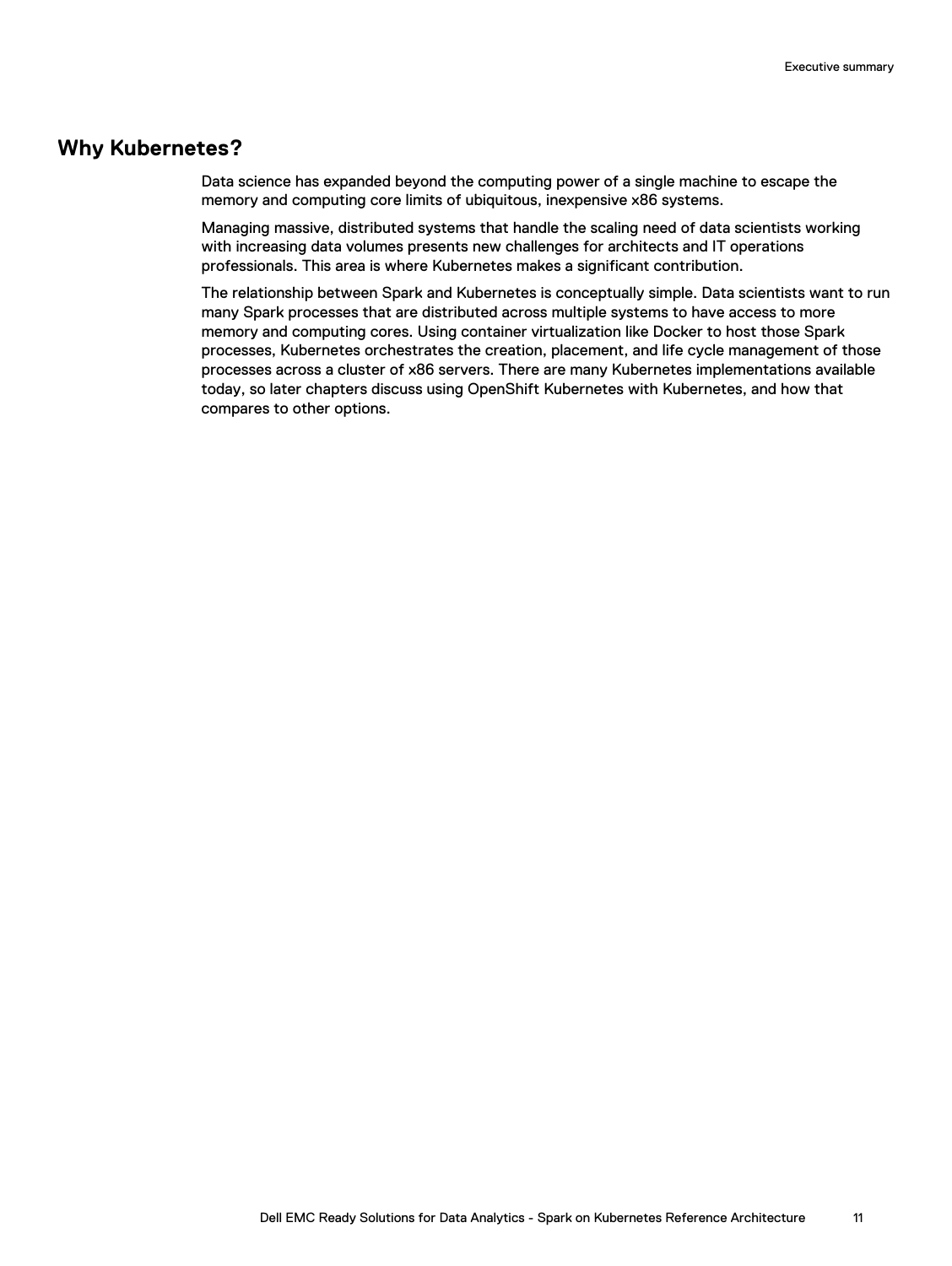## Why Kubernetes?

Data science has expanded beyond the computing power of a single machine to escape the memory and computing core limits of ubiquitous, inexpensive x86 systems.

Managing massive, distributed systems that handle the scaling need of data scientists working with increasing data volumes presents new challenges for architects and IT operations professionals. This area is where Kubernetes makes a significant contribution.

The relationship between Spark and Kubernetes is conceptually simple. Data scientists want to run many Spark processes that are distributed across multiple systems to have access to more memory and computing cores. Using container virtualization like Docker to host those Spark processes, Kubernetes orchestrates the creation, placement, and life cycle management of those processes across a cluster of x86 servers. There are many Kubernetes implementations available today, so later chapters discuss using OpenShift Kubernetes with Kubernetes, and how that compares to other options.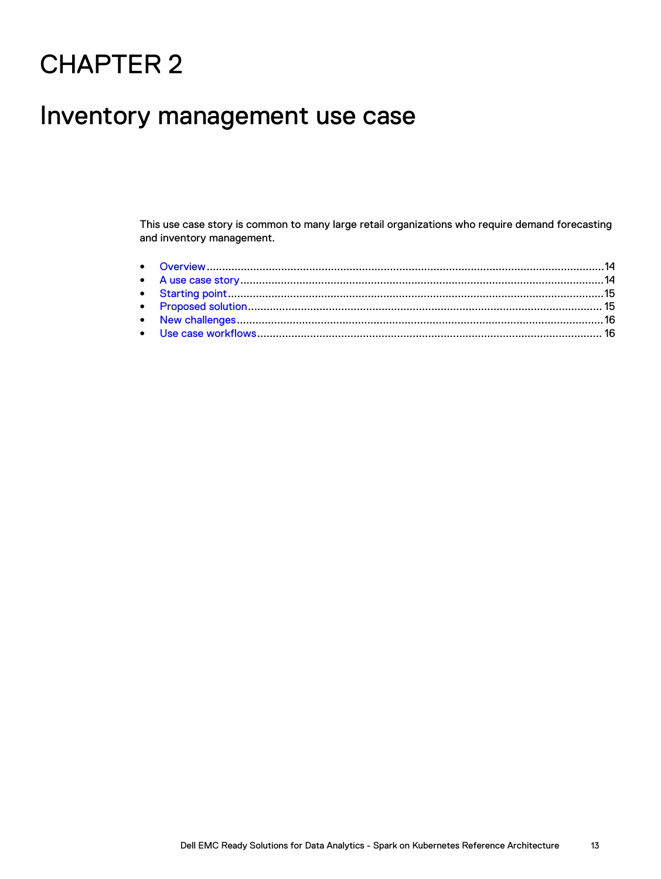# CHAPTER 2

# Inventory management use case

This use case story is common to many large retail organizations who require demand forecasting and inventory management.

- Overview.......................................................................................................................14
- A use case story............................................................................................................14
- Starting point.................................................................................................................15
- Proposed solution..........................................................................................................15
- New challenges.............................................................................................................16
- Use case workflows.......................................................................................................16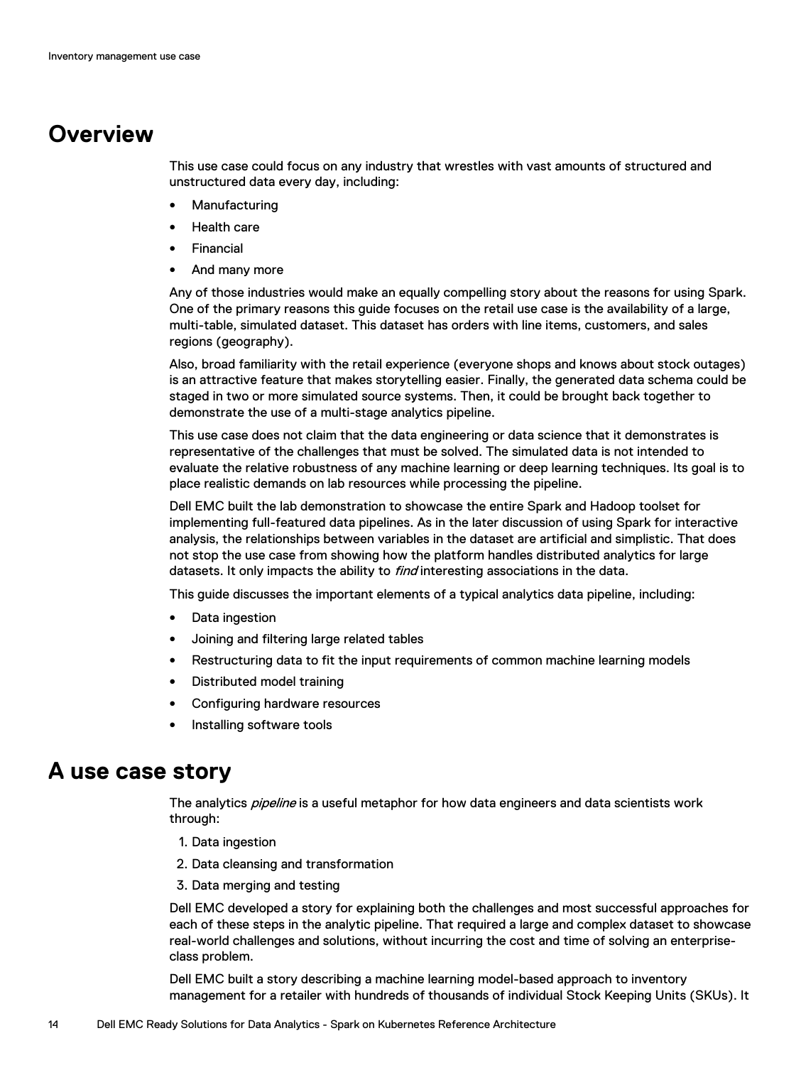## Overview

This use case could focus on any industry that wrestles with vast amounts of structured and unstructured data every day, including:

- Manufacturing
- Health care
- Financial
- And many more

Any of those industries would make an equally compelling story about the reasons for using Spark. One of the primary reasons this guide focuses on the retail use case is the availability of a large, multi-table, simulated dataset. This dataset has orders with line items, customers, and sales regions (geography).

Also, broad familiarity with the retail experience (everyone shops and knows about stock outages) is an attractive feature that makes storytelling easier. Finally, the generated data schema could be staged in two or more simulated source systems. Then, it could be brought back together to demonstrate the use of a multi-stage analytics pipeline.

This use case does not claim that the data engineering or data science that it demonstrates is representative of the challenges that must be solved. The simulated data is not intended to evaluate the relative robustness of any machine learning or deep learning techniques. Its goal is to place realistic demands on lab resources while processing the pipeline.

Dell EMC built the lab demonstration to showcase the entire Spark and Hadoop toolset for implementing full-featured data pipelines. As in the later discussion of using Spark for interactive analysis, the relationships between variables in the dataset are artificial and simplistic. That does not stop the use case from showing how the platform handles distributed analytics for large datasets. It only impacts the ability to *find* interesting associations in the data.

This guide discusses the important elements of a typical analytics data pipeline, including:

- Data ingestion
- Joining and filtering large related tables
- Restructuring data to fit the input requirements of common machine learning models
- Distributed model training
- Configuring hardware resources
- Installing software tools

## A use case story

The analytics *pipeline* is a useful metaphor for how data engineers and data scientists work through:

1. Data ingestion
2. Data cleansing and transformation
3. Data merging and testing

Dell EMC developed a story for explaining both the challenges and most successful approaches for each of these steps in the analytic pipeline. That required a large and complex dataset to showcase real-world challenges and solutions, without incurring the cost and time of solving an enterprise-class problem.

Dell EMC built a story describing a machine learning model-based approach to inventory management for a retailer with hundreds of thousands of individual Stock Keeping Units (SKUs). It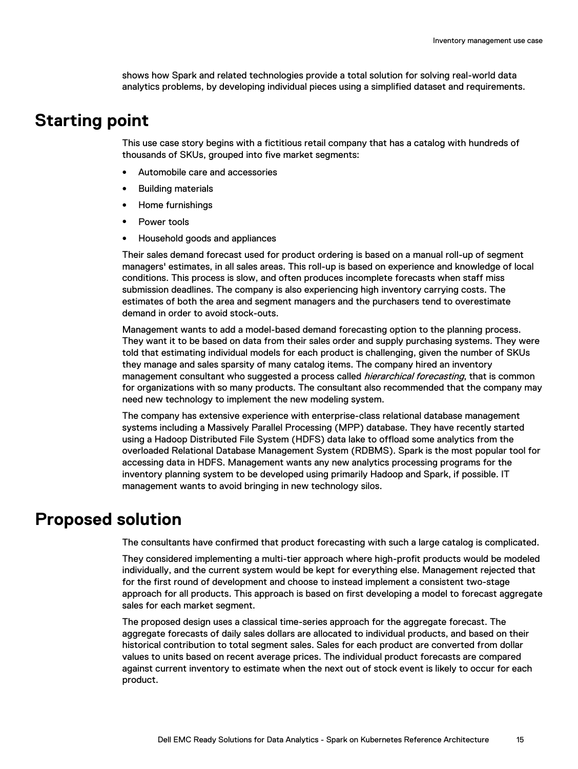shows how Spark and related technologies provide a total solution for solving real-world data analytics problems, by developing individual pieces using a simplified dataset and requirements.

# Starting point

This use case story begins with a fictitious retail company that has a catalog with hundreds of thousands of SKUs, grouped into five market segments:

- Automobile care and accessories
- Building materials
- Home furnishings
- Power tools
- Household goods and appliances

Their sales demand forecast used for product ordering is based on a manual roll-up of segment managers' estimates, in all sales areas. This roll-up is based on experience and knowledge of local conditions. This process is slow, and often produces incomplete forecasts when staff miss submission deadlines. The company is also experiencing high inventory carrying costs. The estimates of both the area and segment managers and the purchasers tend to overestimate demand in order to avoid stock-outs.

Management wants to add a model-based demand forecasting option to the planning process. They want it to be based on data from their sales order and supply purchasing systems. They were told that estimating individual models for each product is challenging, given the number of SKUs they manage and sales sparsity of many catalog items. The company hired an inventory management consultant who suggested a process called *hierarchical forecasting*, that is common for organizations with so many products. The consultant also recommended that the company may need new technology to implement the new modeling system.

The company has extensive experience with enterprise-class relational database management systems including a Massively Parallel Processing (MPP) database. They have recently started using a Hadoop Distributed File System (HDFS) data lake to offload some analytics from the overloaded Relational Database Management System (RDBMS). Spark is the most popular tool for accessing data in HDFS. Management wants any new analytics processing programs for the inventory planning system to be developed using primarily Hadoop and Spark, if possible. IT management wants to avoid bringing in new technology silos.

# Proposed solution

The consultants have confirmed that product forecasting with such a large catalog is complicated.

They considered implementing a multi-tier approach where high-profit products would be modeled individually, and the current system would be kept for everything else. Management rejected that for the first round of development and choose to instead implement a consistent two-stage approach for all products. This approach is based on first developing a model to forecast aggregate sales for each market segment.

The proposed design uses a classical time-series approach for the aggregate forecast. The aggregate forecasts of daily sales dollars are allocated to individual products, and based on their historical contribution to total segment sales. Sales for each product are converted from dollar values to units based on recent average prices. The individual product forecasts are compared against current inventory to estimate when the next out of stock event is likely to occur for each product.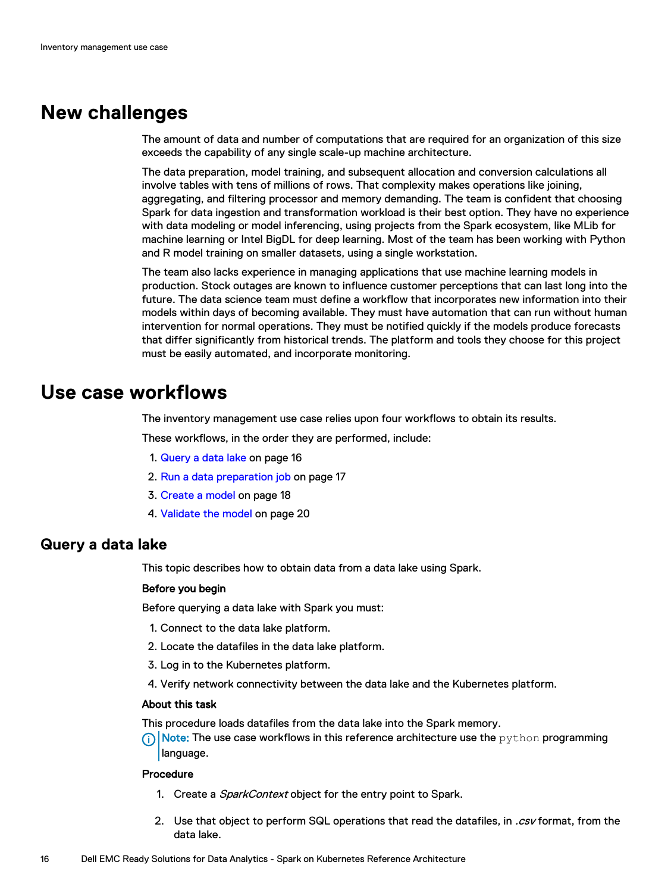# New challenges

The amount of data and number of computations that are required for an organization of this size exceeds the capability of any single scale-up machine architecture.

The data preparation, model training, and subsequent allocation and conversion calculations all involve tables with tens of millions of rows. That complexity makes operations like joining, aggregating, and filtering processor and memory demanding. The team is confident that choosing Spark for data ingestion and transformation workload is their best option. They have no experience with data modeling or model inferencing, using projects from the Spark ecosystem, like MLib for machine learning or Intel BigDL for deep learning. Most of the team has been working with Python and R model training on smaller datasets, using a single workstation.

The team also lacks experience in managing applications that use machine learning models in production. Stock outages are known to influence customer perceptions that can last long into the future. The data science team must define a workflow that incorporates new information into their models within days of becoming available. They must have automation that can run without human intervention for normal operations. They must be notified quickly if the models produce forecasts that differ significantly from historical trends. The platform and tools they choose for this project must be easily automated, and incorporate monitoring.

# Use case workflows

The inventory management use case relies upon four workflows to obtain its results.

These workflows, in the order they are performed, include:

1. Query a data lake on page 16
2. Run a data preparation job on page 17
3. Create a model on page 18
4. Validate the model on page 20

## Query a data lake

This topic describes how to obtain data from a data lake using Spark.

**Before you begin**

Before querying a data lake with Spark you must:

1. Connect to the data lake platform.
2. Locate the datafiles in the data lake platform.
3. Log in to the Kubernetes platform.
4. Verify network connectivity between the data lake and the Kubernetes platform.

**About this task**

This procedure loads datafiles from the data lake into the Spark memory.

**Note:** The use case workflows in this reference architecture use the `python` programming language.

**Procedure**

1. Create a *SparkContext* object for the entry point to Spark.
2. Use that object to perform SQL operations that read the datafiles, in *.csv* format, from the data lake.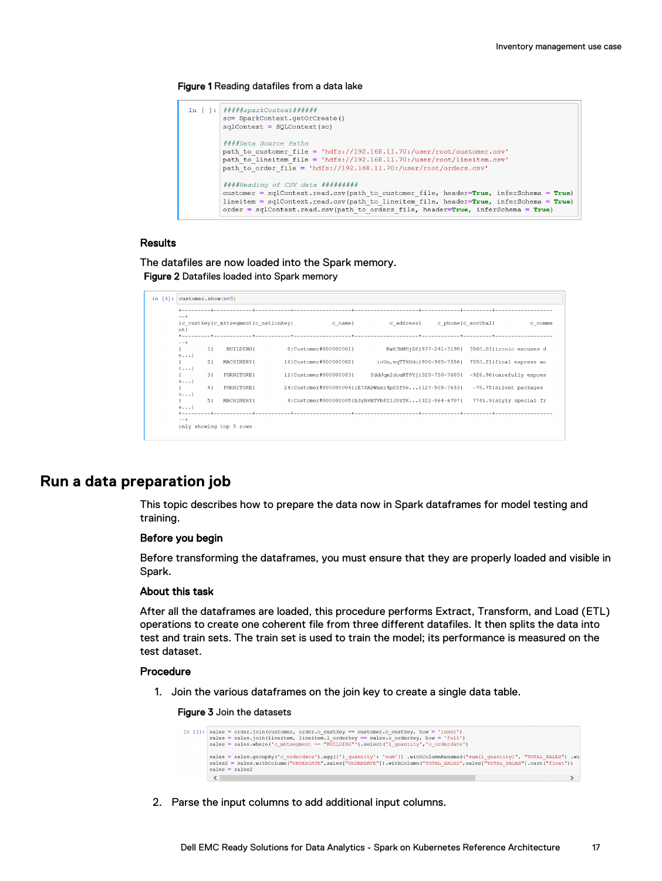**Figure 1** Reading datafiles from a data lake

```
In [ ]: #####sparkContext######
        sc= SparkContext.getOrCreate()
        sqlContext = SQLContext(sc)

        ####Data Source Paths
        path_to_customer_file = 'hdfs://192.168.11.70:/user/root/customer.csv'
        path_to_lineitem_file = 'hdfs://192.168.11.70:/user/root/lineitem.csv'
        path_to_order_file = 'hdfs://192.168.11.70:/user/root/orders.csv'

        ####Reading of CSV data #########
        customer = sqlContext.read.csv(path_to_customer_file, header=True, inferSchema = True)
        lineitem = sqlContext.read.csv(path_to_lineitem_file, header=True, inferSchema = True)
        order = sqlContext.read.csv(path_to_orders_file, header=True, inferSchema = True)
```

### Results

The datafiles are now loaded into the Spark memory.

**Figure 2** Datafiles loaded into Spark memory

```
In [4]: customer.show(n=5)

+---------+------------+-----------+------------------+--------------------+------------+---------+------------------
--+
|c_custkey|c_mktsegment|c_nationkey|            c_name|           c_address|     c_phone|c_acctbal|         c_comme
nt|
+---------+------------+-----------+------------------+--------------------+------------+---------+------------------
--+
|        1|    BUILDING|          8|Customer#000000001|           KwX3hMHjZ6|937-241-3198|  3560.03|ironic excuses d
e...|
|        2|   MACHINERY|         16|Customer#000000002|        ioUn,eqTTXOdo|906-965-7556|  7550.21|final express ac
c...|
|        3|   FURNITURE|         11|Customer#000000003|      YddJqmIdouNT9Yj|328-750-7603|  -926.96|carefully expres
s...|
|        4|   FURNITURE|         24|Customer#000000004|1E7PADWuxr4pR5f9e...|127-505-7633|   -78.75|silent packages
s...|
|        5|   MACHINERY|          4|Customer#000000005|h3yhvBTVbF2IJPzTK...|322-864-6707|   7741.9|slyly special fr
e...|
+---------+------------+-----------+------------------+--------------------+------------+---------+------------------
--+
only showing top 5 rows
```

## Run a data preparation job

This topic describes how to prepare the data now in Spark dataframes for model testing and training.

### Before you begin

Before transforming the dataframes, you must ensure that they are properly loaded and visible in Spark.

### About this task

After all the dataframes are loaded, this procedure performs Extract, Transform, and Load (ETL) operations to create one coherent file from three different datafiles. It then splits the data into test and train sets. The train set is used to train the model; its performance is measured on the test dataset.

### Procedure

1. Join the various dataframes on the join key to create a single data table.

   **Figure 3** Join the datasets

   ```
   In [3]: sales = order.join(customer, order.o_custkey == customer.c_custkey, how = 'inner')
           sales = sales.join(lineitem, lineitem.l_orderkey == sales.o_orderkey, how = 'full')
           sales = sales.where('c_mktsegment == "BUILDING"').select('l_quantity','o_orderdate')

           sales = sales.groupBy('o_orderdate').agg({'l_quantity': 'sum'}) .withColumnRenamed("sum(l_quantity)", "TOTAL_SALES") .wi
           sales2 = sales.withColumn("ORDERDATE",sales["ORDERDATE"]).withColumn("TOTAL_SALES",sales["TOTAL_SALES"].cast("float"))
           sales = sales2
   ```

2. Parse the input columns to add additional input columns.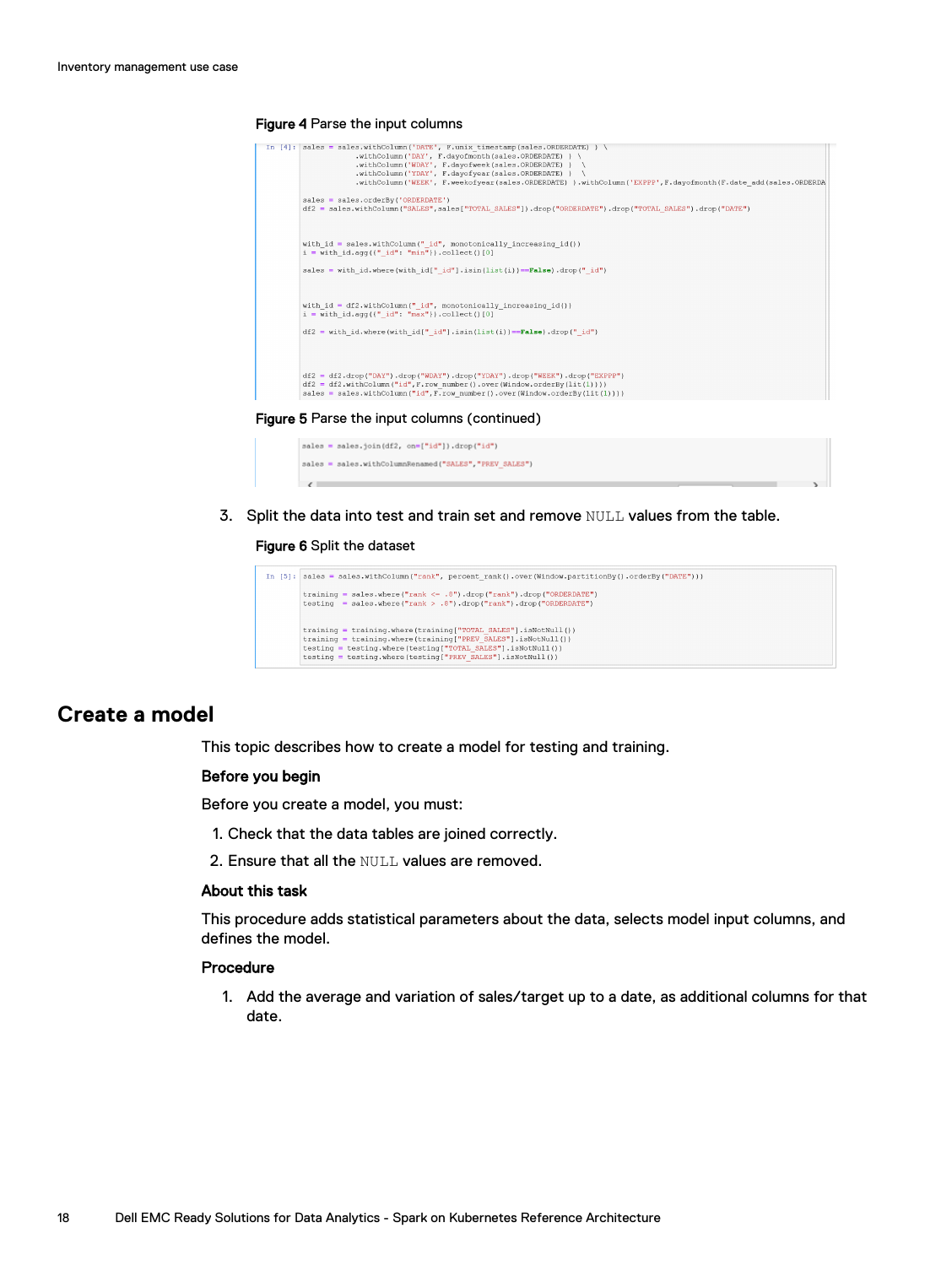**Figure 4** Parse the input columns

```
In [4]: sales = sales.withColumn('DATE', F.unix_timestamp(sales.ORDERDATE) ) \
                .withColumn('DAY', F.dayofmonth(sales.ORDERDATE) ) \
                .withColumn('WDAY', F.dayofweek(sales.ORDERDATE) ) \
                .withColumn('YDAY', F.dayofyear(sales.ORDERDATE) ) \
                .withColumn('WEEK', F.weekofyear(sales.ORDERDATE) ).withColumn('EXPPP',F.dayofmonth(F.date_add(sales.ORDERDA

        sales = sales.orderBy('ORDERDATE')
        df2 = sales.withColumn("SALES",sales["TOTAL_SALES"]).drop("ORDERDATE").drop("TOTAL_SALES").drop("DATE")


        with_id = sales.withColumn("_id", monotonically_increasing_id())
        i = with_id.agg({"_id": "min"}).collect()[0]

        sales = with_id.where(with_id["_id"].isin(list(i))==False).drop("_id")


        with_id = df2.withColumn("_id", monotonically_increasing_id())
        i = with_id.agg({"_id": "max"}).collect()[0]

        df2 = with_id.where(with_id["_id"].isin(list(i))==False).drop("_id")


        df2 = df2.drop("DAY").drop("WDAY").drop("YDAY").drop("WEEK").drop("EXPPP")
        df2 = df2.withColumn("id",F.row_number().over(Window.orderBy(lit(1))))
        sales = sales.withColumn("id",F.row_number().over(Window.orderBy(lit(1))))
```

**Figure 5** Parse the input columns (continued)

```
        sales = sales.join(df2, on=["id"]).drop("id")

        sales = sales.withColumnRenamed("SALES","PREV_SALES")
```

3. Split the data into test and train set and remove NULL values from the table.

**Figure 6** Split the dataset

```
In [5]: sales = sales.withColumn("rank", percent_rank().over(Window.partitionBy().orderBy("DATE")))

        training = sales.where("rank <= .8").drop("rank").drop("ORDERDATE")
        testing  = sales.where("rank > .8").drop("rank").drop("ORDERDATE")


        training = training.where(training["TOTAL_SALES"].isNotNull())
        training = training.where(training["PREV_SALES"].isNotNull())
        testing = testing.where(testing["TOTAL_SALES"].isNotNull())
        testing = testing.where(testing["PREV_SALES"].isNotNull())
```

## Create a model

This topic describes how to create a model for testing and training.

### Before you begin

Before you create a model, you must:

1. Check that the data tables are joined correctly.
2. Ensure that all the NULL values are removed.

### About this task

This procedure adds statistical parameters about the data, selects model input columns, and defines the model.

### Procedure

1. Add the average and variation of sales/target up to a date, as additional columns for that date.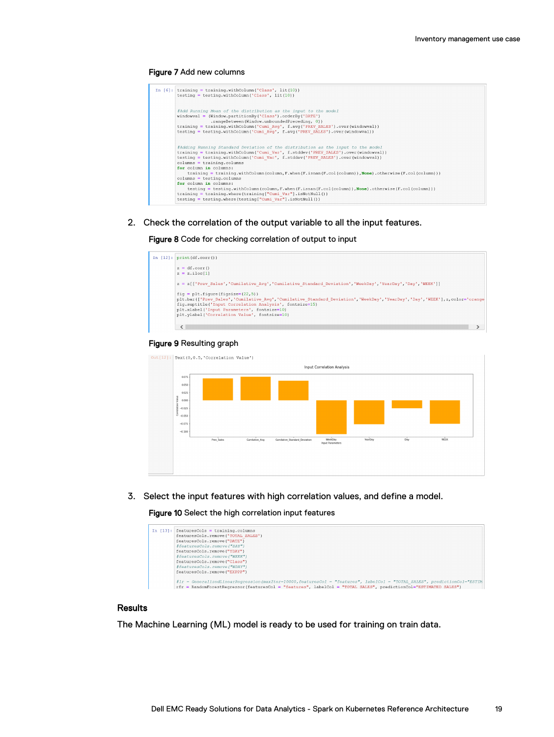**Figure 7** Add new columns

```
In [6]:  training = training.withColumn('Class', lit(10))
         testing = testing.withColumn('Class', lit(10))

         #Add Running Mean of the distribution as the input to the model
         windowval = (Window.partitionBy('Class').orderBy('DATE')
                      .rangeBetween(Window.unboundedPreceding, 0))
         training = training.withColumn('Cumi_Avg', f.avg('PREV_SALES').over(windowval))
         testing = testing.withColumn('Cumi_Avg', f.avg('PREV_SALES').over(windowval))


         #Adding Running Standard Deviation of the distribution as the input to the model
         training = training.withColumn('Cumi_Var', f.stddev('PREV_SALES').over(windowval))
         testing = testing.withColumn('Cumi_Var', f.stddev('PREV_SALES').over(windowval))
         columns = training.columns
         for column in columns:
             training = training.withColumn(column,F.when(F.isnan(F.col(column)),None).otherwise(F.col(column)))
         columns = testing.columns
         for column in columns:
             testing = testing.withColumn(column,F.when(F.isnan(F.col(column)),None).otherwise(F.col(column)))
         training = training.where(training["Cumi_Var"].isNotNull())
         testing = testing.where(testing["Cumi_Var"].isNotNull())
```

2. Check the correlation of the output variable to all the input features.

**Figure 8** Code for checking correlation of output to input

```
In [12]: print(df.corr())

         z = df.corr()
         z = z.iloc[1]

         z = z[['Prev_Sales','Cumilative_Avg','Cumilative_Standard_Deviation','WeekDay','YearDay','Day','WEEK']]

         fig = plt.figure(figsize=(22,5))
         plt.bar(['Prev_Sales','Cumilative_Avg','Cumilative_Standard_Deviation','WeekDay','YearDay','Day','WEEK'],z,color='orange
         fig.suptitle('Input Correlation Analysis', fontsize=15)
         plt.xlabel('Input Parameters', fontsize=10)
         plt.ylabel('Correlation Value', fontsize=10)
```

**Figure 9** Resulting graph

```
Out[12]: Text(0,0.5,'Correlation Value')
```

3. Select the input features with high correlation values, and define a model.

**Figure 10** Select the high correlation input features

```
In [13]: featuresCols = training.columns
         featuresCols.remove('TOTAL_SALES')
         featuresCols.remove("DATE")
         #featuresCols.remove("DAY")
         featuresCols.remove("YDAY")
         #featuresCols.remove("WEEK")
         featuresCols.remove("Class")
         #featuresCols.remove("WDAY")
         featuresCols.remove("EXPPP")

         #lr = GeneralizedLinearRegression(maxIter=10000,featuresCol = "features", labelCol = "TOTAL_SALES", predictionCol="ESTIM
         rfr = RandomForestRegressor(featuresCol = "features", labelCol = "TOTAL_SALES", predictionCol="ESTIMATED_SALES")
```

## Results

The Machine Learning (ML) model is ready to be used for training on train data.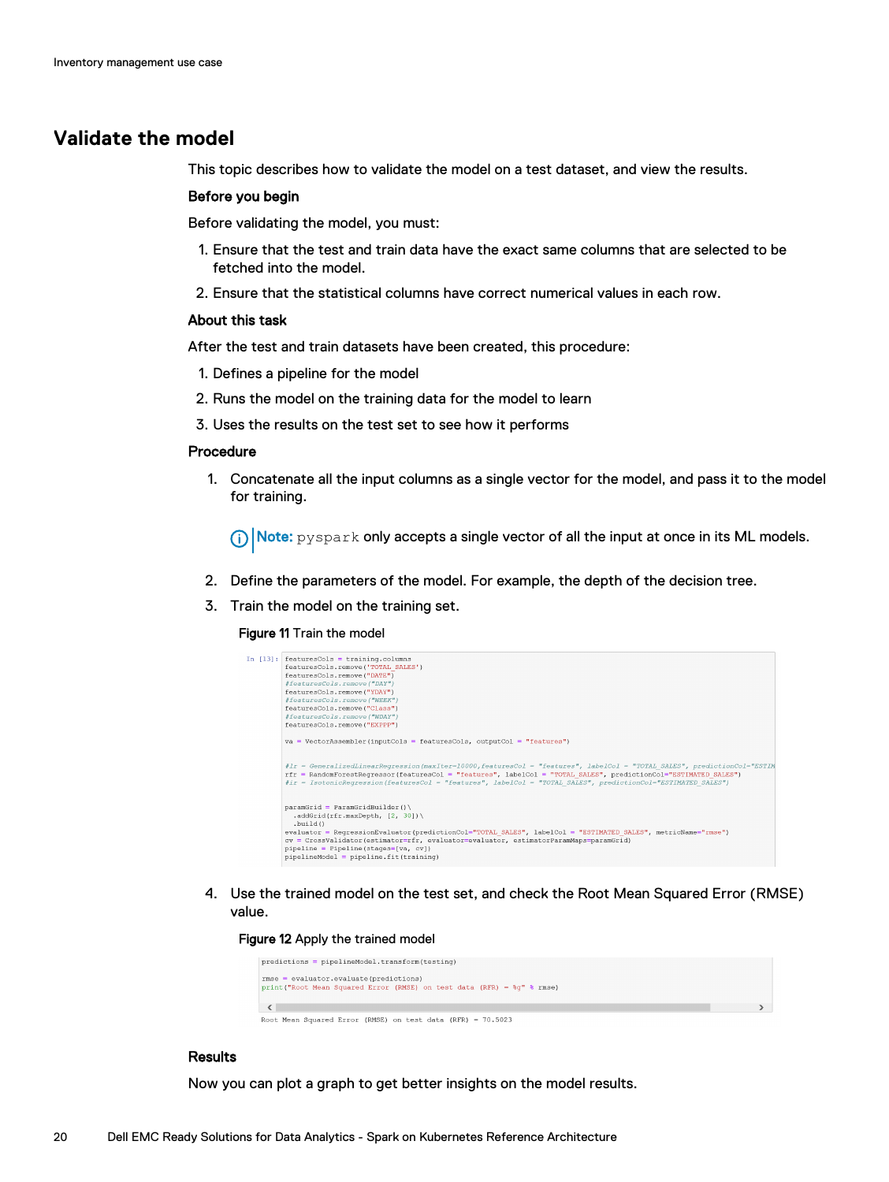## Validate the model

This topic describes how to validate the model on a test dataset, and view the results.

### Before you begin

Before validating the model, you must:

1. Ensure that the test and train data have the exact same columns that are selected to be fetched into the model.
2. Ensure that the statistical columns have correct numerical values in each row.

### About this task

After the test and train datasets have been created, this procedure:

1. Defines a pipeline for the model
2. Runs the model on the training data for the model to learn
3. Uses the results on the test set to see how it performs

### Procedure

1. Concatenate all the input columns as a single vector for the model, and pass it to the model for training.

   **Note:** `pyspark` only accepts a single vector of all the input at once in its ML models.

2. Define the parameters of the model. For example, the depth of the decision tree.
3. Train the model on the training set.

   **Figure 11** Train the model

   ```
   In [13]: featuresCols = training.columns
            featuresCols.remove('TOTAL_SALES')
            featuresCols.remove("DATE")
            #featuresCols.remove("DAY")
            featuresCols.remove("YDAY")
            #featuresCols.remove("WEEK")
            featuresCols.remove("Class")
            #featuresCols.remove("WDAY")
            featuresCols.remove("EXPPP")

            va = VectorAssembler(inputCols = featuresCols, outputCol = "features")

            #lr = GeneralizedLinearRegression(maxIter=10000,featuresCol = "features", labelCol = "TOTAL_SALES", predictionCol="ESTIM
            rfr = RandomForestRegressor(featuresCol = "features", labelCol = "TOTAL_SALES", predictionCol="ESTIMATED_SALES")
            #ir = IsotonicRegression(featuresCol = "features", labelCol = "TOTAL_SALES", predictionCol="ESTIMATED_SALES")

            paramGrid = ParamGridBuilder()\
              .addGrid(rfr.maxDepth, [2, 30])\
              .build()
            evaluator = RegressionEvaluator(predictionCol="TOTAL_SALES", labelCol = "ESTIMATED_SALES", metricName="rmse")
            cv = CrossValidator(estimator=rfr, evaluator=evaluator, estimatorParamMaps=paramGrid)
            pipeline = Pipeline(stages=[va, cv])
            pipelineModel = pipeline.fit(training)
   ```

4. Use the trained model on the test set, and check the Root Mean Squared Error (RMSE) value.

   **Figure 12** Apply the trained model

   ```
   predictions = pipelineModel.transform(testing)

   rmse = evaluator.evaluate(predictions)
   print("Root Mean Squared Error (RMSE) on test data (RFR) = %g" % rmse)
   ```

   ```
   Root Mean Squared Error (RMSE) on test data (RFR) = 70.5023
   ```

### Results

Now you can plot a graph to get better insights on the model results.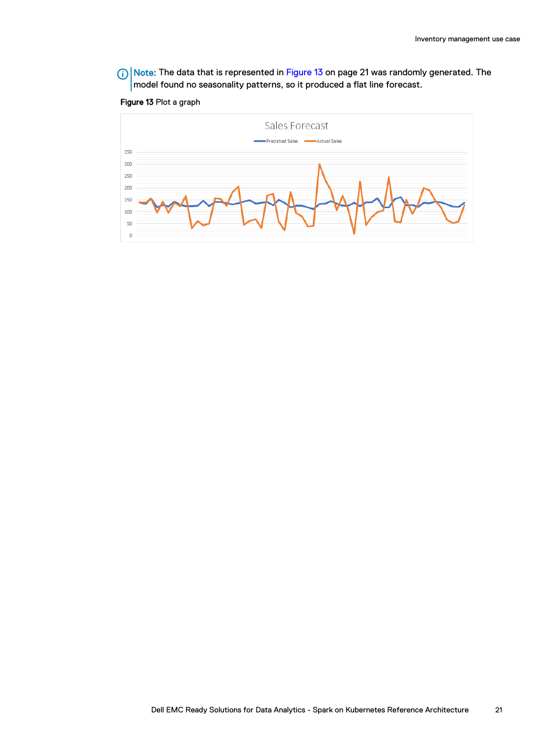> **Note:** The data that is represented in Figure 13 on page 21 was randomly generated. The model found no seasonality patterns, so it produced a flat line forecast.

**Figure 13** Plot a graph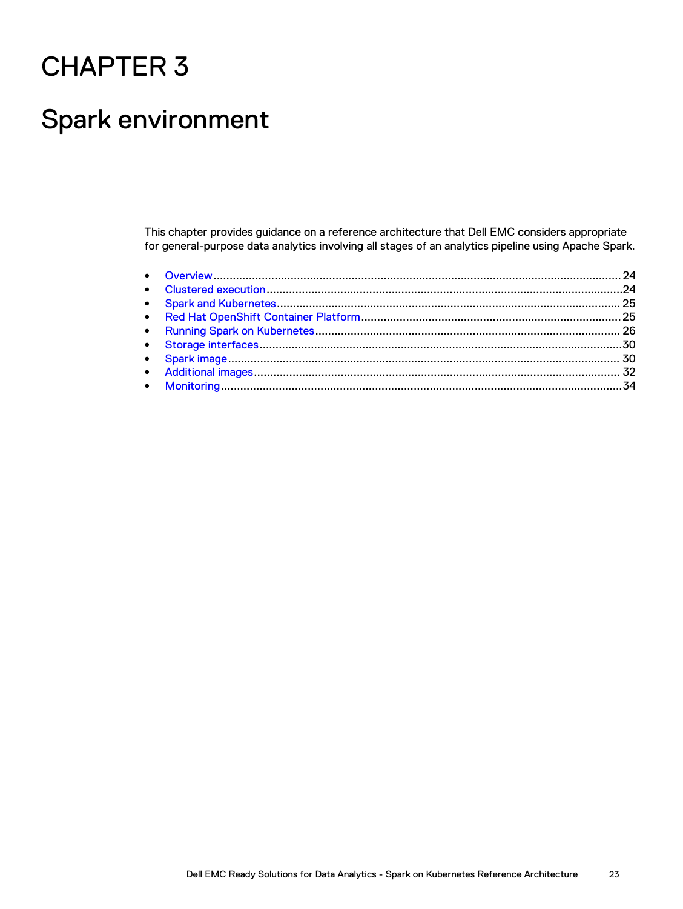# CHAPTER 3

# Spark environment

This chapter provides guidance on a reference architecture that Dell EMC considers appropriate for general-purpose data analytics involving all stages of an analytics pipeline using Apache Spark.

- Overview.............................................................................................................................. 24
- Clustered execution.............................................................................................................24
- Spark and Kubernetes.......................................................................................................... 25
- Red Hat OpenShift Container Platform................................................................................ 25
- Running Spark on Kubernetes.............................................................................................. 26
- Storage interfaces................................................................................................................30
- Spark image......................................................................................................................... 30
- Additional images................................................................................................................ 32
- Monitoring............................................................................................................................34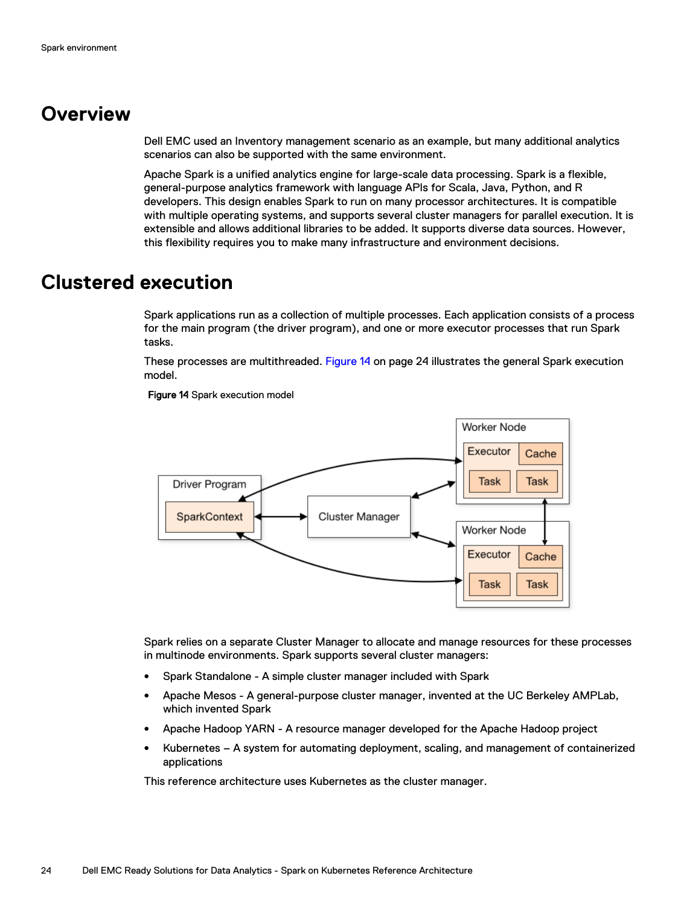# Overview

Dell EMC used an Inventory management scenario as an example, but many additional analytics scenarios can also be supported with the same environment.

Apache Spark is a unified analytics engine for large-scale data processing. Spark is a flexible, general-purpose analytics framework with language APIs for Scala, Java, Python, and R developers. This design enables Spark to run on many processor architectures. It is compatible with multiple operating systems, and supports several cluster managers for parallel execution. It is extensible and allows additional libraries to be added. It supports diverse data sources. However, this flexibility requires you to make many infrastructure and environment decisions.

# Clustered execution

Spark applications run as a collection of multiple processes. Each application consists of a process for the main program (the driver program), and one or more executor processes that run Spark tasks.

These processes are multithreaded. Figure 14 on page 24 illustrates the general Spark execution model.

**Figure 14** Spark execution model

Spark relies on a separate Cluster Manager to allocate and manage resources for these processes in multinode environments. Spark supports several cluster managers:

- Spark Standalone - A simple cluster manager included with Spark
- Apache Mesos - A general-purpose cluster manager, invented at the UC Berkeley AMPLab, which invented Spark
- Apache Hadoop YARN - A resource manager developed for the Apache Hadoop project
- Kubernetes – A system for automating deployment, scaling, and management of containerized applications

This reference architecture uses Kubernetes as the cluster manager.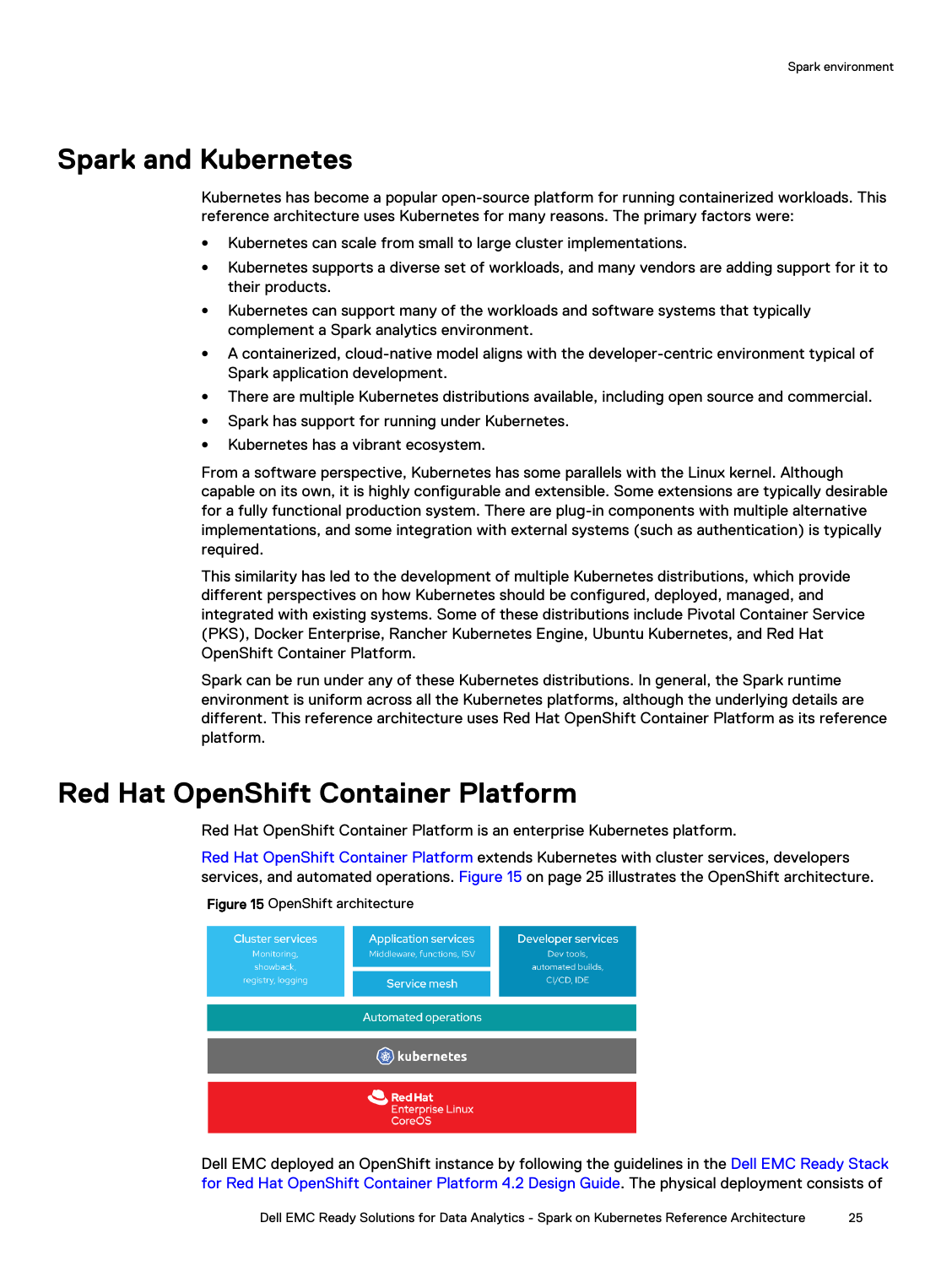# Spark and Kubernetes

Kubernetes has become a popular open-source platform for running containerized workloads. This reference architecture uses Kubernetes for many reasons. The primary factors were:

- Kubernetes can scale from small to large cluster implementations.
- Kubernetes supports a diverse set of workloads, and many vendors are adding support for it to their products.
- Kubernetes can support many of the workloads and software systems that typically complement a Spark analytics environment.
- A containerized, cloud-native model aligns with the developer-centric environment typical of Spark application development.
- There are multiple Kubernetes distributions available, including open source and commercial.
- Spark has support for running under Kubernetes.
- Kubernetes has a vibrant ecosystem.

From a software perspective, Kubernetes has some parallels with the Linux kernel. Although capable on its own, it is highly configurable and extensible. Some extensions are typically desirable for a fully functional production system. There are plug-in components with multiple alternative implementations, and some integration with external systems (such as authentication) is typically required.

This similarity has led to the development of multiple Kubernetes distributions, which provide different perspectives on how Kubernetes should be configured, deployed, managed, and integrated with existing systems. Some of these distributions include Pivotal Container Service (PKS), Docker Enterprise, Rancher Kubernetes Engine, Ubuntu Kubernetes, and Red Hat OpenShift Container Platform.

Spark can be run under any of these Kubernetes distributions. In general, the Spark runtime environment is uniform across all the Kubernetes platforms, although the underlying details are different. This reference architecture uses Red Hat OpenShift Container Platform as its reference platform.

# Red Hat OpenShift Container Platform

Red Hat OpenShift Container Platform is an enterprise Kubernetes platform.

Red Hat OpenShift Container Platform extends Kubernetes with cluster services, developers services, and automated operations. Figure 15 on page 25 illustrates the OpenShift architecture.

**Figure 15** OpenShift architecture

| Cluster services<br>Monitoring, showback, registry, logging | Application services<br>Middleware, functions, ISV<br>Service mesh | Developer services<br>Dev tools, automated builds, CI/CD, IDE |
|---|---|---|
| Automated operations | | |
| kubernetes | | |
| Red Hat Enterprise Linux CoreOS | | |

Dell EMC deployed an OpenShift instance by following the guidelines in the Dell EMC Ready Stack for Red Hat OpenShift Container Platform 4.2 Design Guide. The physical deployment consists of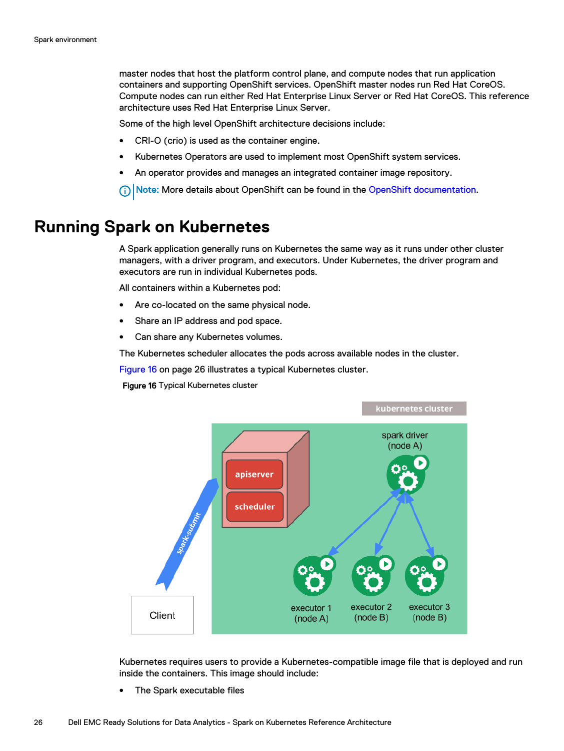master nodes that host the platform control plane, and compute nodes that run application containers and supporting OpenShift services. OpenShift master nodes run Red Hat CoreOS. Compute nodes can run either Red Hat Enterprise Linux Server or Red Hat CoreOS. This reference architecture uses Red Hat Enterprise Linux Server.

Some of the high level OpenShift architecture decisions include:

- CRI-O (crio) is used as the container engine.
- Kubernetes Operators are used to implement most OpenShift system services.
- An operator provides and manages an integrated container image repository.

**Note:** More details about OpenShift can be found in the OpenShift documentation.

# Running Spark on Kubernetes

A Spark application generally runs on Kubernetes the same way as it runs under other cluster managers, with a driver program, and executors. Under Kubernetes, the driver program and executors are run in individual Kubernetes pods.

All containers within a Kubernetes pod:

- Are co-located on the same physical node.
- Share an IP address and pod space.
- Can share any Kubernetes volumes.

The Kubernetes scheduler allocates the pods across available nodes in the cluster.

Figure 16 on page 26 illustrates a typical Kubernetes cluster.

**Figure 16** Typical Kubernetes cluster

Kubernetes requires users to provide a Kubernetes-compatible image file that is deployed and run inside the containers. This image should include:

- The Spark executable files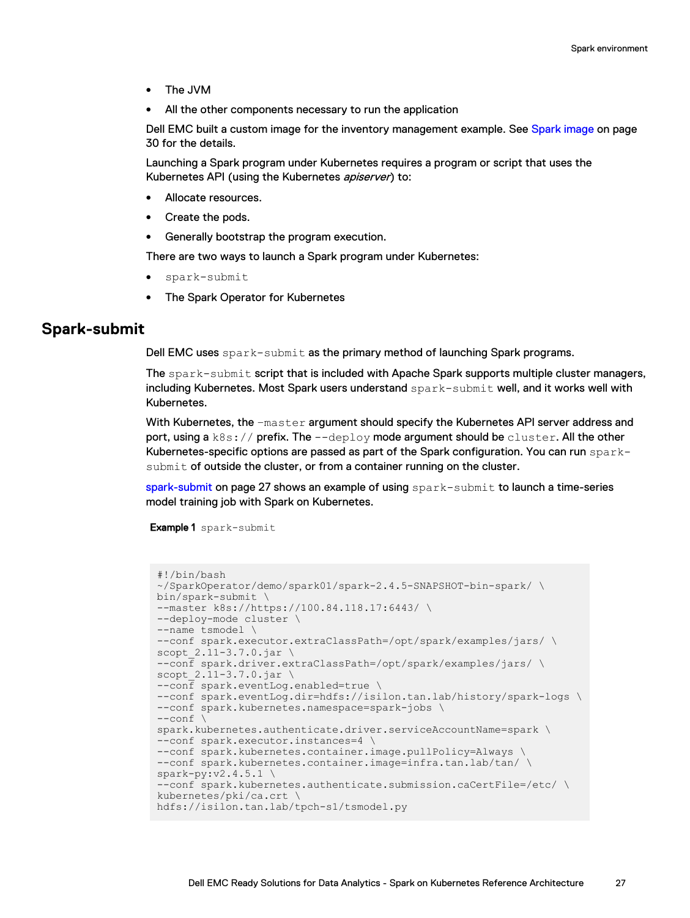- The JVM
- All the other components necessary to run the application

Dell EMC built a custom image for the inventory management example. See Spark image on page 30 for the details.

Launching a Spark program under Kubernetes requires a program or script that uses the Kubernetes API (using the Kubernetes *apiserver*) to:

- Allocate resources.
- Create the pods.
- Generally bootstrap the program execution.

There are two ways to launch a Spark program under Kubernetes:

- `spark-submit`
- The Spark Operator for Kubernetes

## Spark-submit

Dell EMC uses `spark-submit` as the primary method of launching Spark programs.

The `spark-submit` script that is included with Apache Spark supports multiple cluster managers, including Kubernetes. Most Spark users understand `spark-submit` well, and it works well with Kubernetes.

With Kubernetes, the `–master` argument should specify the Kubernetes API server address and port, using a `k8s://` prefix. The `--deploy` mode argument should be `cluster`. All the other Kubernetes-specific options are passed as part of the Spark configuration. You can run `spark-submit` of outside the cluster, or from a container running on the cluster.

spark-submit on page 27 shows an example of using `spark-submit` to launch a time-series model training job with Spark on Kubernetes.

**Example 1** `spark-submit`

```
#!/bin/bash
~/SparkOperator/demo/spark01/spark-2.4.5-SNAPSHOT-bin-spark/ \
bin/spark-submit \
--master k8s://https://100.84.118.17:6443/ \
--deploy-mode cluster \
--name tsmodel \
--conf spark.executor.extraClassPath=/opt/spark/examples/jars/ \
scopt_2.11-3.7.0.jar \
--conf spark.driver.extraClassPath=/opt/spark/examples/jars/ \
scopt_2.11-3.7.0.jar \
--conf spark.eventLog.enabled=true \
--conf spark.eventLog.dir=hdfs://isilon.tan.lab/history/spark-logs \
--conf spark.kubernetes.namespace=spark-jobs \
--conf \
spark.kubernetes.authenticate.driver.serviceAccountName=spark \
--conf spark.executor.instances=4 \
--conf spark.kubernetes.container.image.pullPolicy=Always \
--conf spark.kubernetes.container.image=infra.tan.lab/tan/ \
spark-py:v2.4.5.1 \
--conf spark.kubernetes.authenticate.submission.caCertFile=/etc/ \
kubernetes/pki/ca.crt \
hdfs://isilon.tan.lab/tpch-s1/tsmodel.py
```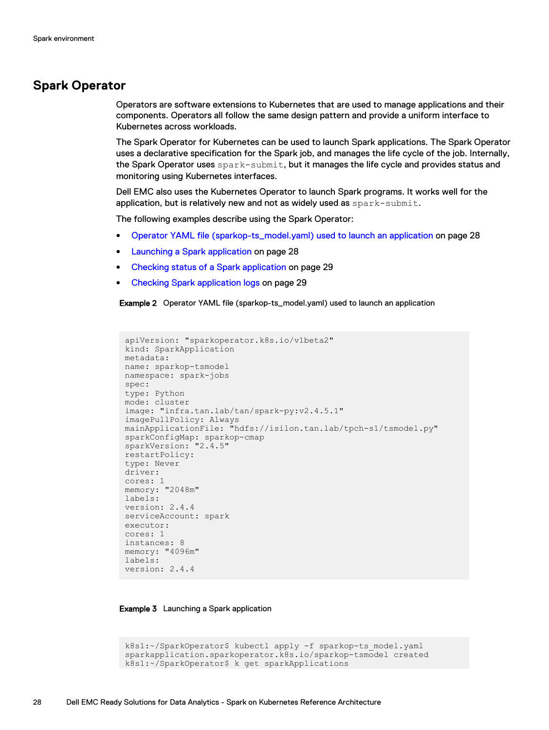## Spark Operator

Operators are software extensions to Kubernetes that are used to manage applications and their components. Operators all follow the same design pattern and provide a uniform interface to Kubernetes across workloads.

The Spark Operator for Kubernetes can be used to launch Spark applications. The Spark Operator uses a declarative specification for the Spark job, and manages the life cycle of the job. Internally, the Spark Operator uses `spark-submit`, but it manages the life cycle and provides status and monitoring using Kubernetes interfaces.

Dell EMC also uses the Kubernetes Operator to launch Spark programs. It works well for the application, but is relatively new and not as widely used as `spark-submit`.

The following examples describe using the Spark Operator:

- Operator YAML file (sparkop-ts_model.yaml) used to launch an application on page 28
- Launching a Spark application on page 28
- Checking status of a Spark application on page 29
- Checking Spark application logs on page 29

**Example 2** Operator YAML file (sparkop-ts_model.yaml) used to launch an application

```
apiVersion: "sparkoperator.k8s.io/v1beta2"
kind: SparkApplication
metadata:
name: sparkop-tsmodel
namespace: spark-jobs
spec:
type: Python
mode: cluster
image: "infra.tan.lab/tan/spark-py:v2.4.5.1"
imagePullPolicy: Always
mainApplicationFile: "hdfs://isilon.tan.lab/tpch-s1/tsmodel.py"
sparkConfigMap: sparkop-cmap
sparkVersion: "2.4.5"
restartPolicy:
type: Never
driver:
cores: 1
memory: "2048m"
labels:
version: 2.4.4
serviceAccount: spark
executor:
cores: 1
instances: 8
memory: "4096m"
labels:
version: 2.4.4
```

**Example 3** Launching a Spark application

```
k8s1:~/SparkOperator$ kubectl apply -f sparkop-ts_model.yaml
sparkapplication.sparkoperator.k8s.io/sparkop-tsmodel created
k8s1:~/SparkOperator$ k get sparkApplications
```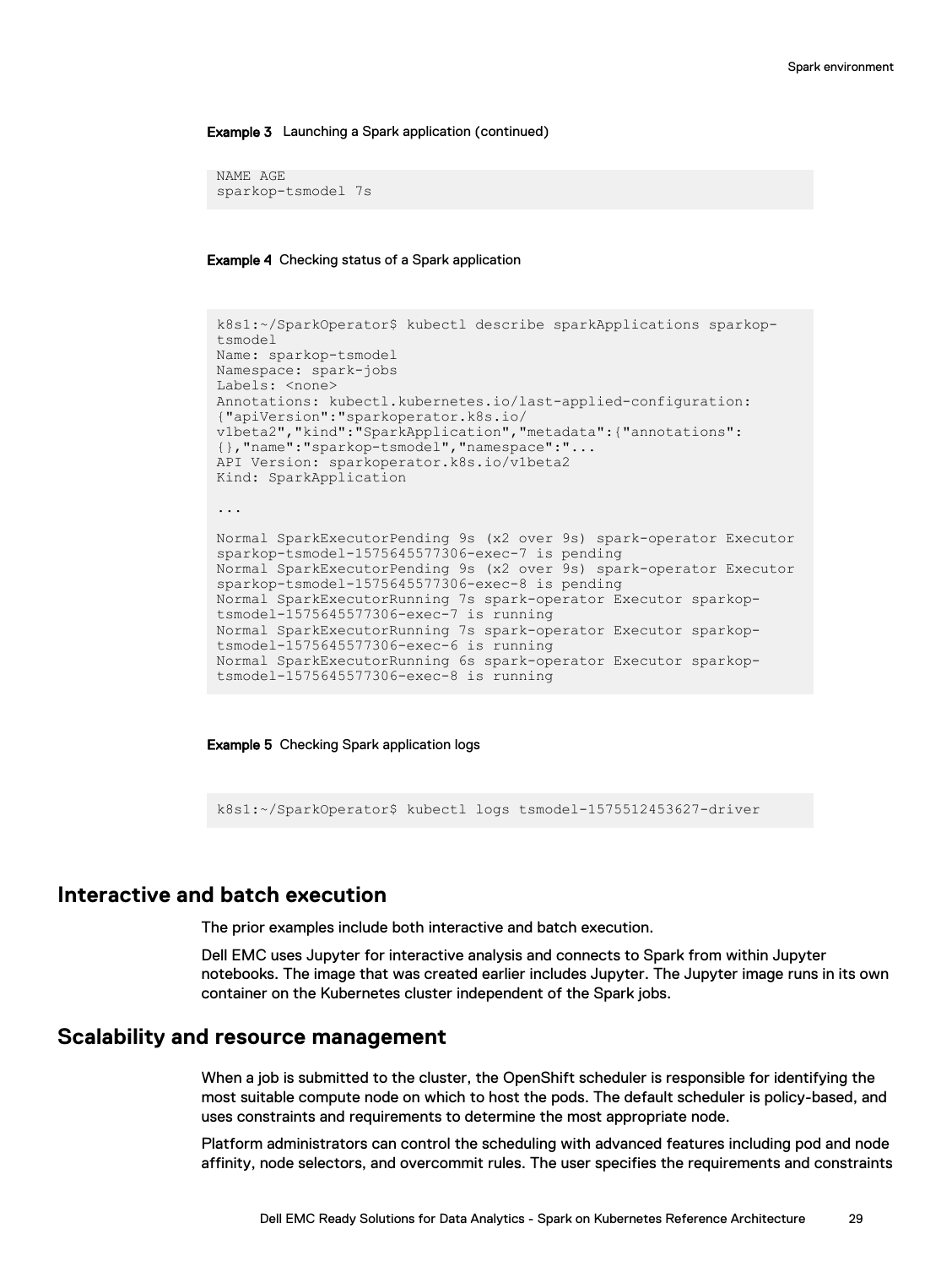**Example 3** Launching a Spark application (continued)

```
NAME AGE
sparkop-tsmodel 7s
```

**Example 4** Checking status of a Spark application

```
k8s1:~/SparkOperator$ kubectl describe sparkApplications sparkop-
tsmodel
Name: sparkop-tsmodel
Namespace: spark-jobs
Labels: <none>
Annotations: kubectl.kubernetes.io/last-applied-configuration:
{"apiVersion":"sparkoperator.k8s.io/
v1beta2","kind":"SparkApplication","metadata":{"annotations":
{},"name":"sparkop-tsmodel","namespace":"...
API Version: sparkoperator.k8s.io/v1beta2
Kind: SparkApplication

...

Normal SparkExecutorPending 9s (x2 over 9s) spark-operator Executor
sparkop-tsmodel-1575645577306-exec-7 is pending
Normal SparkExecutorPending 9s (x2 over 9s) spark-operator Executor
sparkop-tsmodel-1575645577306-exec-8 is pending
Normal SparkExecutorRunning 7s spark-operator Executor sparkop-
tsmodel-1575645577306-exec-7 is running
Normal SparkExecutorRunning 7s spark-operator Executor sparkop-
tsmodel-1575645577306-exec-6 is running
Normal SparkExecutorRunning 6s spark-operator Executor sparkop-
tsmodel-1575645577306-exec-8 is running
```

**Example 5** Checking Spark application logs

```
k8s1:~/SparkOperator$ kubectl logs tsmodel-1575512453627-driver
```

## Interactive and batch execution

The prior examples include both interactive and batch execution.

Dell EMC uses Jupyter for interactive analysis and connects to Spark from within Jupyter notebooks. The image that was created earlier includes Jupyter. The Jupyter image runs in its own container on the Kubernetes cluster independent of the Spark jobs.

## Scalability and resource management

When a job is submitted to the cluster, the OpenShift scheduler is responsible for identifying the most suitable compute node on which to host the pods. The default scheduler is policy-based, and uses constraints and requirements to determine the most appropriate node.

Platform administrators can control the scheduling with advanced features including pod and node affinity, node selectors, and overcommit rules. The user specifies the requirements and constraints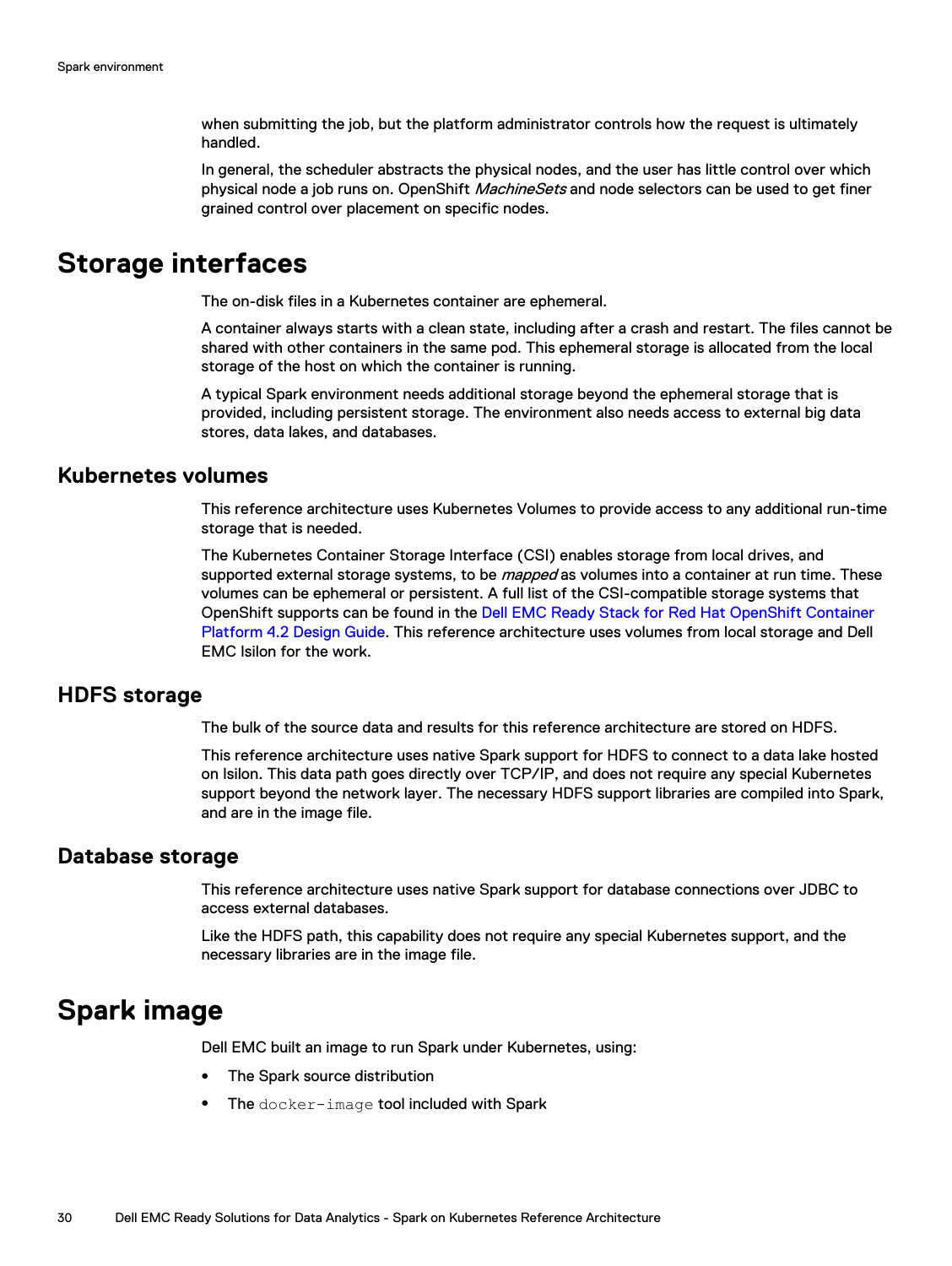when submitting the job, but the platform administrator controls how the request is ultimately handled.

In general, the scheduler abstracts the physical nodes, and the user has little control over which physical node a job runs on. OpenShift *MachineSets* and node selectors can be used to get finer grained control over placement on specific nodes.

# Storage interfaces

The on-disk files in a Kubernetes container are ephemeral.

A container always starts with a clean state, including after a crash and restart. The files cannot be shared with other containers in the same pod. This ephemeral storage is allocated from the local storage of the host on which the container is running.

A typical Spark environment needs additional storage beyond the ephemeral storage that is provided, including persistent storage. The environment also needs access to external big data stores, data lakes, and databases.

## Kubernetes volumes

This reference architecture uses Kubernetes Volumes to provide access to any additional run-time storage that is needed.

The Kubernetes Container Storage Interface (CSI) enables storage from local drives, and supported external storage systems, to be *mapped* as volumes into a container at run time. These volumes can be ephemeral or persistent. A full list of the CSI-compatible storage systems that OpenShift supports can be found in the Dell EMC Ready Stack for Red Hat OpenShift Container Platform 4.2 Design Guide. This reference architecture uses volumes from local storage and Dell EMC Isilon for the work.

## HDFS storage

The bulk of the source data and results for this reference architecture are stored on HDFS.

This reference architecture uses native Spark support for HDFS to connect to a data lake hosted on Isilon. This data path goes directly over TCP/IP, and does not require any special Kubernetes support beyond the network layer. The necessary HDFS support libraries are compiled into Spark, and are in the image file.

## Database storage

This reference architecture uses native Spark support for database connections over JDBC to access external databases.

Like the HDFS path, this capability does not require any special Kubernetes support, and the necessary libraries are in the image file.

# Spark image

Dell EMC built an image to run Spark under Kubernetes, using:

- The Spark source distribution
- The `docker-image` tool included with Spark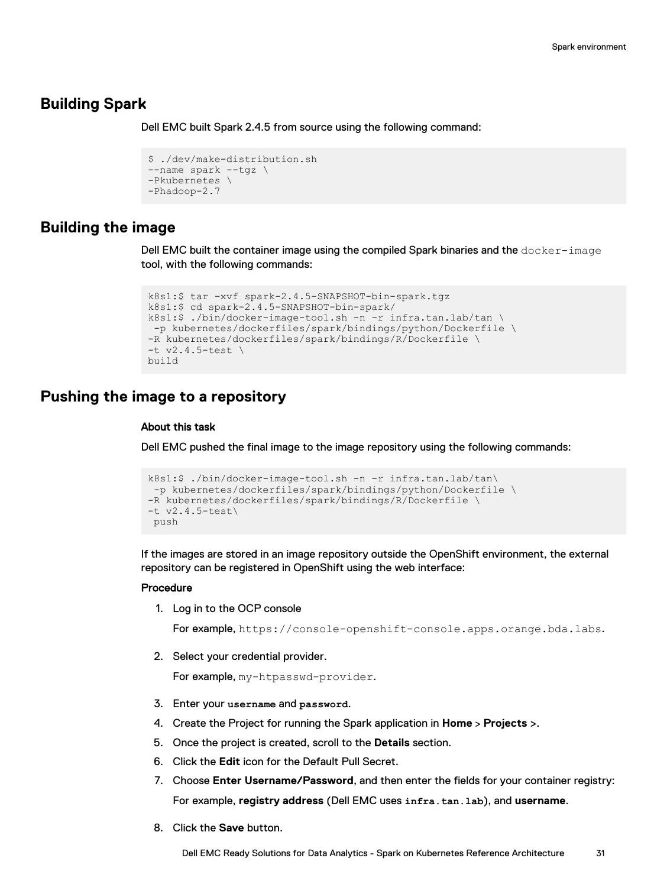## Building Spark

Dell EMC built Spark 2.4.5 from source using the following command:

```
$ ./dev/make-distribution.sh
--name spark --tgz \
-Pkubernetes \
-Phadoop-2.7
```

## Building the image

Dell EMC built the container image using the compiled Spark binaries and the `docker-image` tool, with the following commands:

```
k8s1:$ tar -xvf spark-2.4.5-SNAPSHOT-bin-spark.tgz
k8s1:$ cd spark-2.4.5-SNAPSHOT-bin-spark/
k8s1:$ ./bin/docker-image-tool.sh -n -r infra.tan.lab/tan \
 -p kubernetes/dockerfiles/spark/bindings/python/Dockerfile \
-R kubernetes/dockerfiles/spark/bindings/R/Dockerfile \
-t v2.4.5-test \
build
```

## Pushing the image to a repository

#### About this task

Dell EMC pushed the final image to the image repository using the following commands:

```
k8s1:$ ./bin/docker-image-tool.sh -n -r infra.tan.lab/tan\
 -p kubernetes/dockerfiles/spark/bindings/python/Dockerfile \
-R kubernetes/dockerfiles/spark/bindings/R/Dockerfile \
-t v2.4.5-test\
 push
```

If the images are stored in an image repository outside the OpenShift environment, the external repository can be registered in OpenShift using the web interface:

#### Procedure

1. Log in to the OCP console

   For example, `https://console-openshift-console.apps.orange.bda.labs`.

2. Select your credential provider.

   For example, `my-htpasswd-provider`.

3. Enter your **`username`** and **`password`**.
4. Create the Project for running the Spark application in **Home** > **Projects** >.
5. Once the project is created, scroll to the **Details** section.
6. Click the **Edit** icon for the Default Pull Secret.
7. Choose **Enter Username/Password**, and then enter the fields for your container registry:

   For example, **registry address** (Dell EMC uses **`infra.tan.lab`**), and **username**.

8. Click the **Save** button.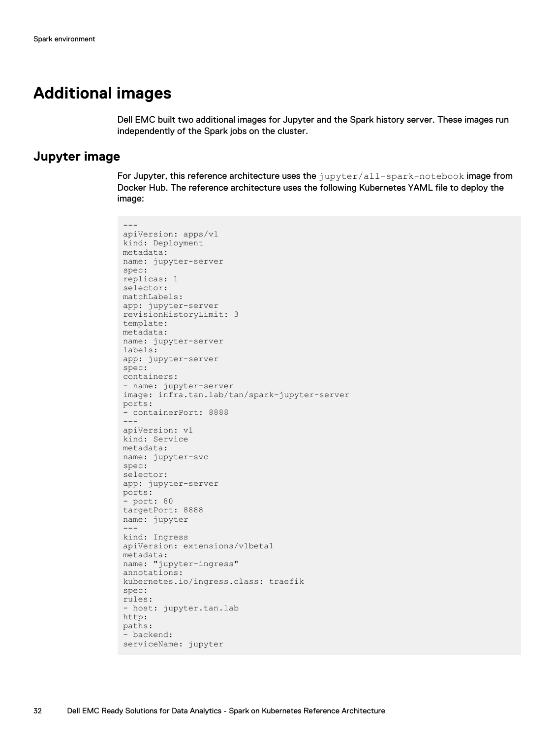# Additional images

Dell EMC built two additional images for Jupyter and the Spark history server. These images run independently of the Spark jobs on the cluster.

## Jupyter image

For Jupyter, this reference architecture uses the `jupyter/all-spark-notebook` image from Docker Hub. The reference architecture uses the following Kubernetes YAML file to deploy the image:

```
---
apiVersion: apps/v1
kind: Deployment
metadata:
name: jupyter-server
spec:
replicas: 1
selector:
matchLabels:
app: jupyter-server
revisionHistoryLimit: 3
template:
metadata:
name: jupyter-server
labels:
app: jupyter-server
spec:
containers:
- name: jupyter-server
image: infra.tan.lab/tan/spark-jupyter-server
ports:
- containerPort: 8888
---
apiVersion: v1
kind: Service
metadata:
name: jupyter-svc
spec:
selector:
app: jupyter-server
ports:
- port: 80
targetPort: 8888
name: jupyter
---
kind: Ingress
apiVersion: extensions/v1beta1
metadata:
name: "jupyter-ingress"
annotations:
kubernetes.io/ingress.class: traefik
spec:
rules:
- host: jupyter.tan.lab
http:
paths:
- backend:
serviceName: jupyter
```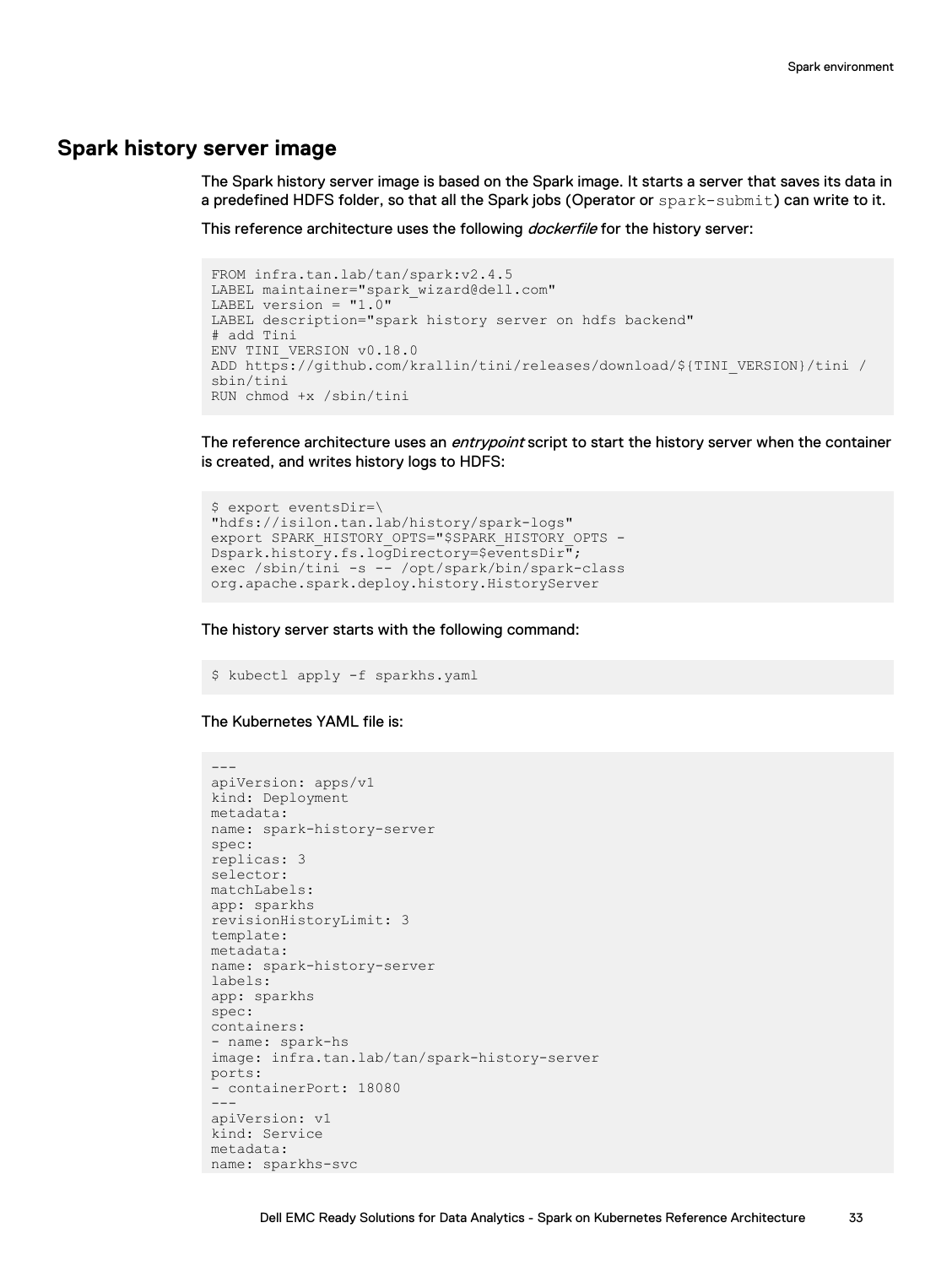## Spark history server image

The Spark history server image is based on the Spark image. It starts a server that saves its data in a predefined HDFS folder, so that all the Spark jobs (Operator or `spark-submit`) can write to it.

This reference architecture uses the following *dockerfile* for the history server:

```
FROM infra.tan.lab/tan/spark:v2.4.5
LABEL maintainer="spark_wizard@dell.com"
LABEL version = "1.0"
LABEL description="spark history server on hdfs backend"
# add Tini
ENV TINI_VERSION v0.18.0
ADD https://github.com/krallin/tini/releases/download/${TINI_VERSION}/tini /
sbin/tini
RUN chmod +x /sbin/tini
```

The reference architecture uses an *entrypoint* script to start the history server when the container is created, and writes history logs to HDFS:

```
$ export eventsDir=\
"hdfs://isilon.tan.lab/history/spark-logs"
export SPARK_HISTORY_OPTS="$SPARK_HISTORY_OPTS -
Dspark.history.fs.logDirectory=$eventsDir";
exec /sbin/tini -s -- /opt/spark/bin/spark-class
org.apache.spark.deploy.history.HistoryServer
```

The history server starts with the following command:

```
$ kubectl apply -f sparkhs.yaml
```

The Kubernetes YAML file is:

```
---
apiVersion: apps/v1
kind: Deployment
metadata:
name: spark-history-server
spec:
replicas: 3
selector:
matchLabels:
app: sparkhs
revisionHistoryLimit: 3
template:
metadata:
name: spark-history-server
labels:
app: sparkhs
spec:
containers:
- name: spark-hs
image: infra.tan.lab/tan/spark-history-server
ports:
- containerPort: 18080
---
apiVersion: v1
kind: Service
metadata:
name: sparkhs-svc
```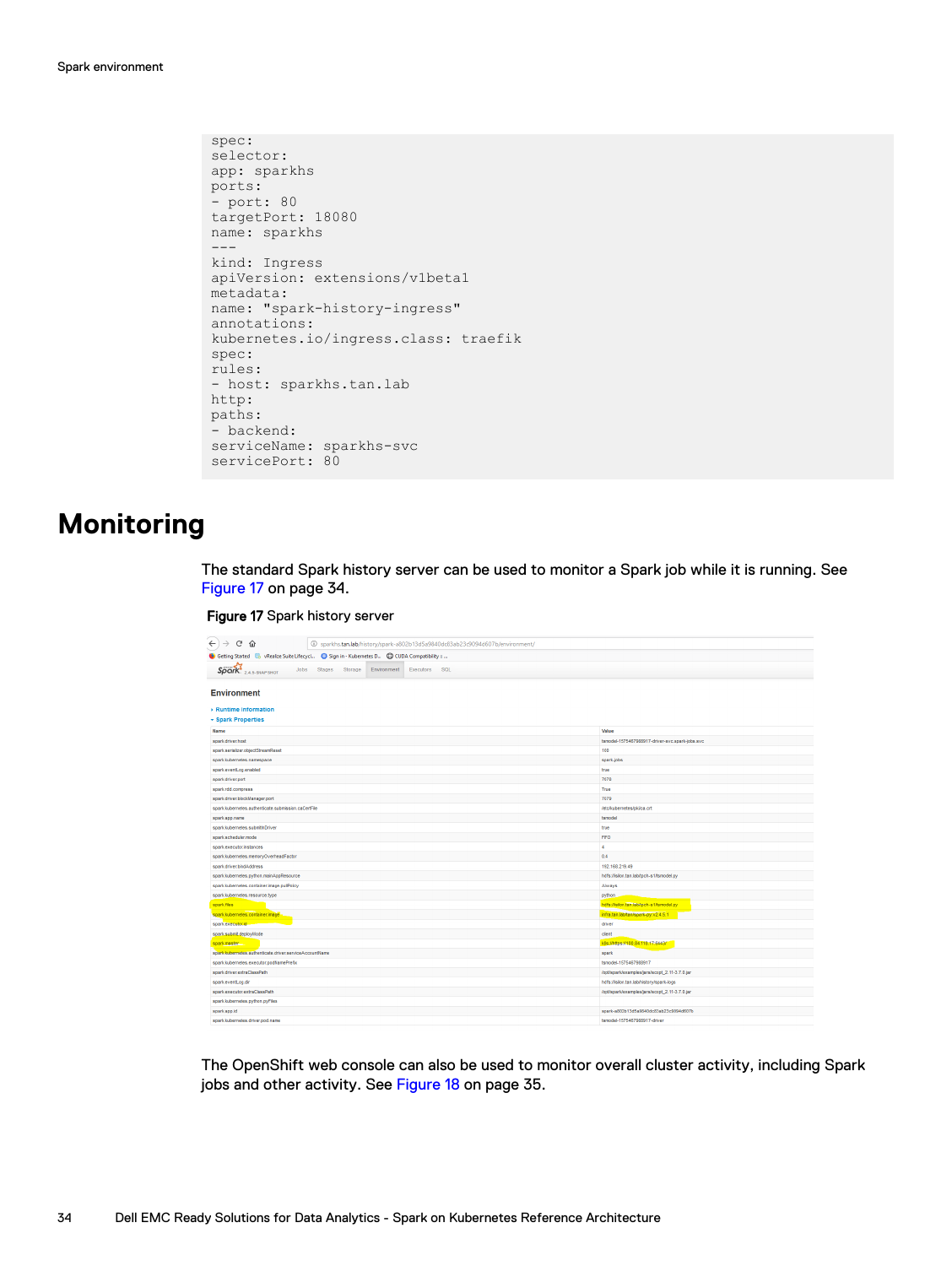```
spec:
selector:
app: sparkhs
ports:
- port: 80
targetPort: 18080
name: sparkhs
---
kind: Ingress
apiVersion: extensions/v1beta1
metadata:
name: "spark-history-ingress"
annotations:
kubernetes.io/ingress.class: traefik
spec:
rules:
- host: sparkhs.tan.lab
http:
paths:
- backend:
serviceName: sparkhs-svc
servicePort: 80
```

# Monitoring

The standard Spark history server can be used to monitor a Spark job while it is running. See Figure 17 on page 34.

**Figure 17** Spark history server

The OpenShift web console can also be used to monitor overall cluster activity, including Spark jobs and other activity. See Figure 18 on page 35.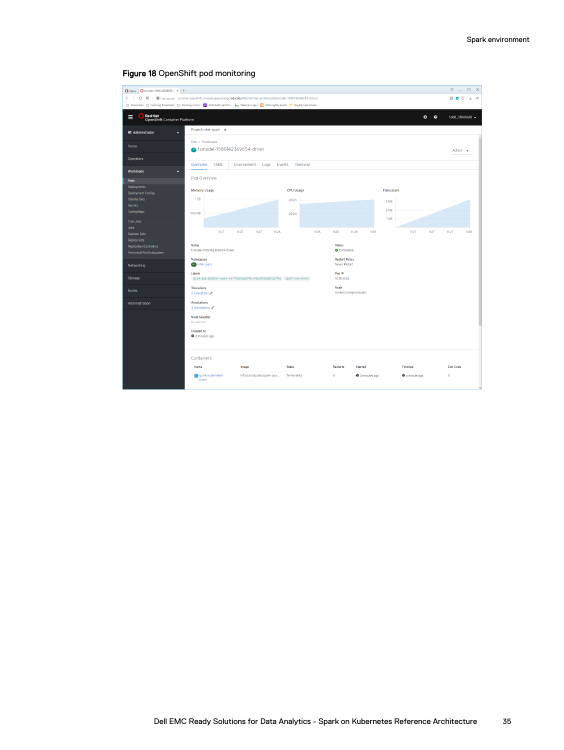**Figure 18** OpenShift pod monitoring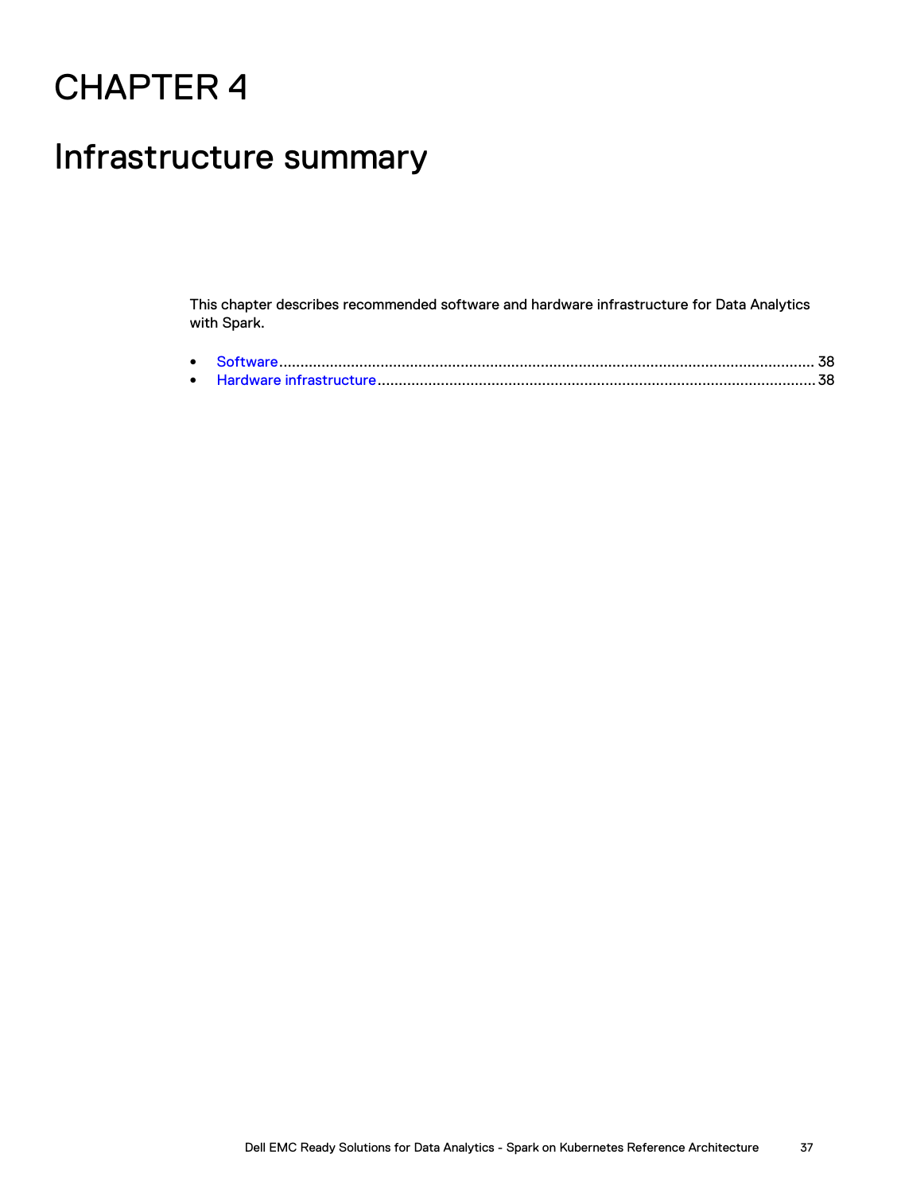# CHAPTER 4

# Infrastructure summary

This chapter describes recommended software and hardware infrastructure for Data Analytics with Spark.

- Software................................................................................................................................ 38
- Hardware infrastructure....................................................................................................... 38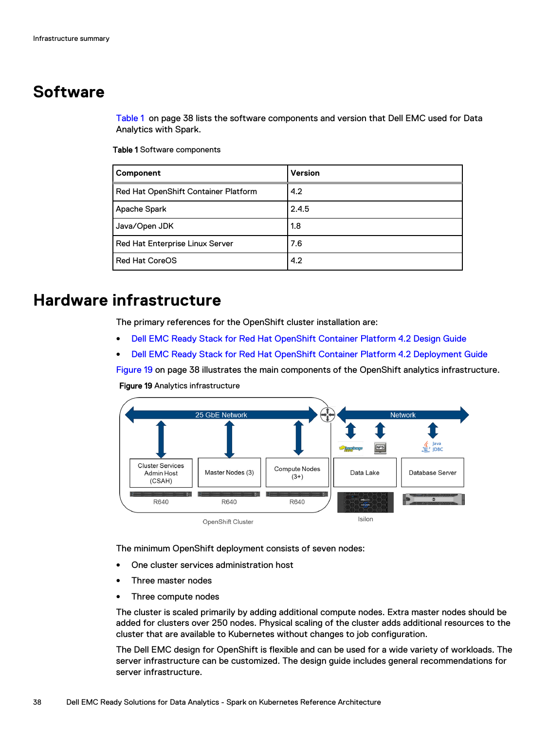# Software

Table 1 on page 38 lists the software components and version that Dell EMC used for Data Analytics with Spark.

**Table 1** Software components

| Component | Version |
| --- | --- |
| Red Hat OpenShift Container Platform | 4.2 |
| Apache Spark | 2.4.5 |
| Java/Open JDK | 1.8 |
| Red Hat Enterprise Linux Server | 7.6 |
| Red Hat CoreOS | 4.2 |

# Hardware infrastructure

The primary references for the OpenShift cluster installation are:

- Dell EMC Ready Stack for Red Hat OpenShift Container Platform 4.2 Design Guide
- Dell EMC Ready Stack for Red Hat OpenShift Container Platform 4.2 Deployment Guide

Figure 19 on page 38 illustrates the main components of the OpenShift analytics infrastructure.

**Figure 19** Analytics infrastructure

The minimum OpenShift deployment consists of seven nodes:

- One cluster services administration host
- Three master nodes
- Three compute nodes

The cluster is scaled primarily by adding additional compute nodes. Extra master nodes should be added for clusters over 250 nodes. Physical scaling of the cluster adds additional resources to the cluster that are available to Kubernetes without changes to job configuration.

The Dell EMC design for OpenShift is flexible and can be used for a wide variety of workloads. The server infrastructure can be customized. The design guide includes general recommendations for server infrastructure.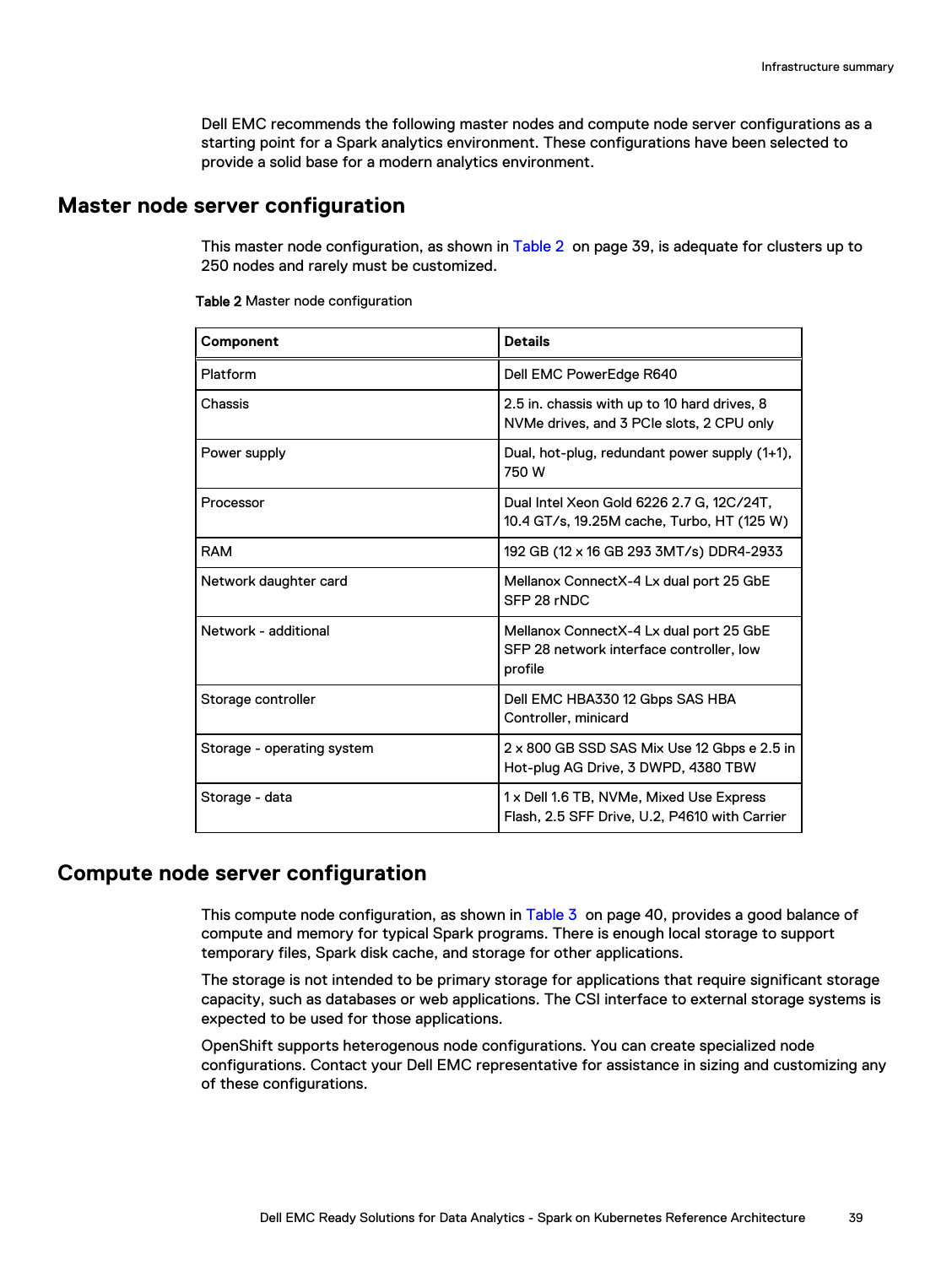Dell EMC recommends the following master nodes and compute node server configurations as a starting point for a Spark analytics environment. These configurations have been selected to provide a solid base for a modern analytics environment.

## Master node server configuration

This master node configuration, as shown in Table 2 on page 39, is adequate for clusters up to 250 nodes and rarely must be customized.

**Table 2** Master node configuration

| Component | Details |
|---|---|
| Platform | Dell EMC PowerEdge R640 |
| Chassis | 2.5 in. chassis with up to 10 hard drives, 8 NVMe drives, and 3 PCIe slots, 2 CPU only |
| Power supply | Dual, hot-plug, redundant power supply (1+1), 750 W |
| Processor | Dual Intel Xeon Gold 6226 2.7 G, 12C/24T, 10.4 GT/s, 19.25M cache, Turbo, HT (125 W) |
| RAM | 192 GB (12 x 16 GB 293 3MT/s) DDR4-2933 |
| Network daughter card | Mellanox ConnectX-4 Lx dual port 25 GbE SFP 28 rNDC |
| Network - additional | Mellanox ConnectX-4 Lx dual port 25 GbE SFP 28 network interface controller, low profile |
| Storage controller | Dell EMC HBA330 12 Gbps SAS HBA Controller, minicard |
| Storage - operating system | 2 x 800 GB SSD SAS Mix Use 12 Gbps e 2.5 in Hot-plug AG Drive, 3 DWPD, 4380 TBW |
| Storage - data | 1 x Dell 1.6 TB, NVMe, Mixed Use Express Flash, 2.5 SFF Drive, U.2, P4610 with Carrier |

## Compute node server configuration

This compute node configuration, as shown in Table 3 on page 40, provides a good balance of compute and memory for typical Spark programs. There is enough local storage to support temporary files, Spark disk cache, and storage for other applications.

The storage is not intended to be primary storage for applications that require significant storage capacity, such as databases or web applications. The CSI interface to external storage systems is expected to be used for those applications.

OpenShift supports heterogenous node configurations. You can create specialized node configurations. Contact your Dell EMC representative for assistance in sizing and customizing any of these configurations.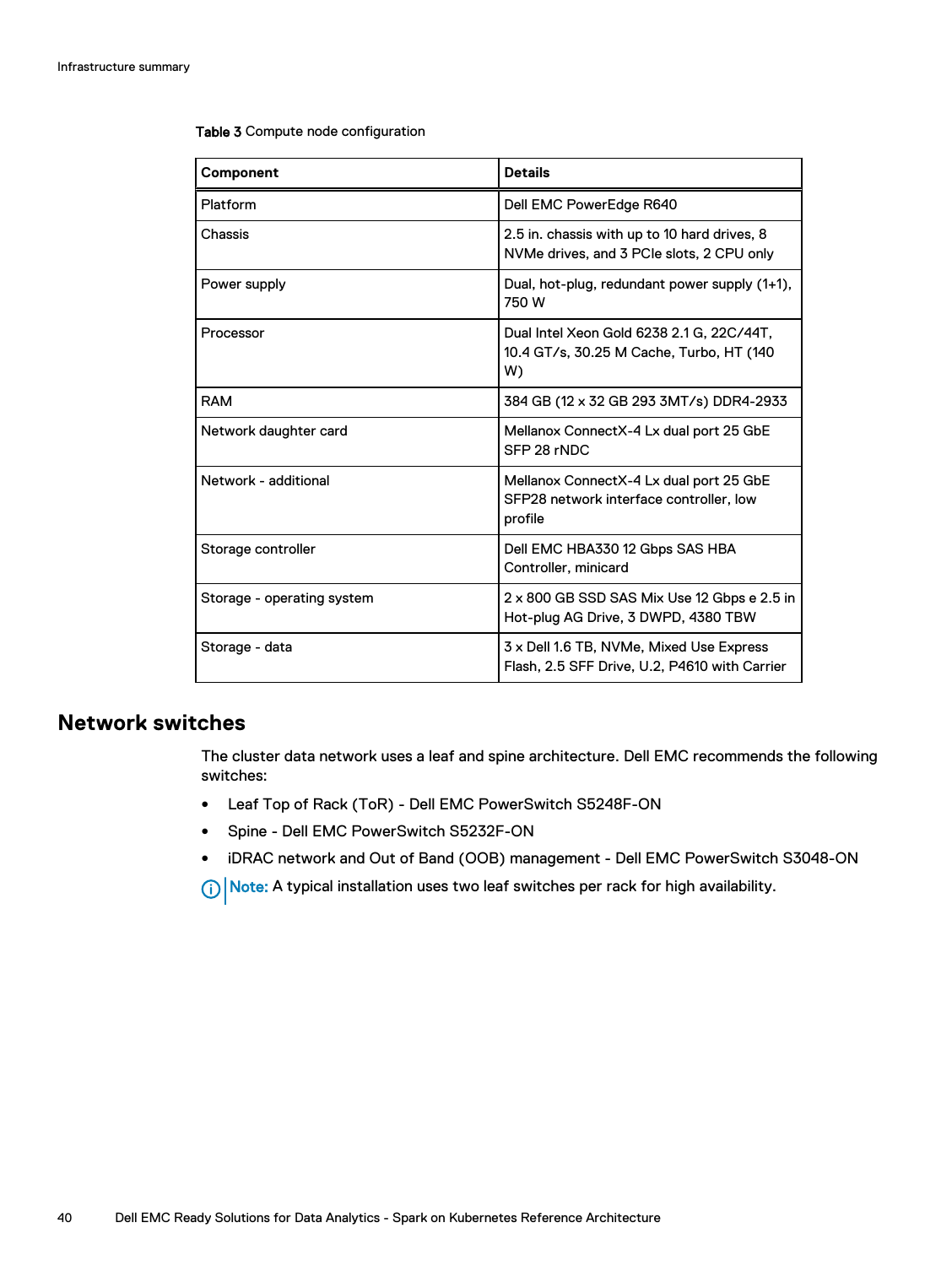**Table 3** Compute node configuration

| Component | Details |
|---|---|
| Platform | Dell EMC PowerEdge R640 |
| Chassis | 2.5 in. chassis with up to 10 hard drives, 8 NVMe drives, and 3 PCIe slots, 2 CPU only |
| Power supply | Dual, hot-plug, redundant power supply (1+1), 750 W |
| Processor | Dual Intel Xeon Gold 6238 2.1 G, 22C/44T, 10.4 GT/s, 30.25 M Cache, Turbo, HT (140 W) |
| RAM | 384 GB (12 x 32 GB 293 3MT/s) DDR4-2933 |
| Network daughter card | Mellanox ConnectX-4 Lx dual port 25 GbE SFP 28 rNDC |
| Network - additional | Mellanox ConnectX-4 Lx dual port 25 GbE SFP28 network interface controller, low profile |
| Storage controller | Dell EMC HBA330 12 Gbps SAS HBA Controller, minicard |
| Storage - operating system | 2 x 800 GB SSD SAS Mix Use 12 Gbps e 2.5 in Hot-plug AG Drive, 3 DWPD, 4380 TBW |
| Storage - data | 3 x Dell 1.6 TB, NVMe, Mixed Use Express Flash, 2.5 SFF Drive, U.2, P4610 with Carrier |

## Network switches

The cluster data network uses a leaf and spine architecture. Dell EMC recommends the following switches:

- Leaf Top of Rack (ToR) - Dell EMC PowerSwitch S5248F-ON
- Spine - Dell EMC PowerSwitch S5232F-ON
- iDRAC network and Out of Band (OOB) management - Dell EMC PowerSwitch S3048-ON

**Note:** A typical installation uses two leaf switches per rack for high availability.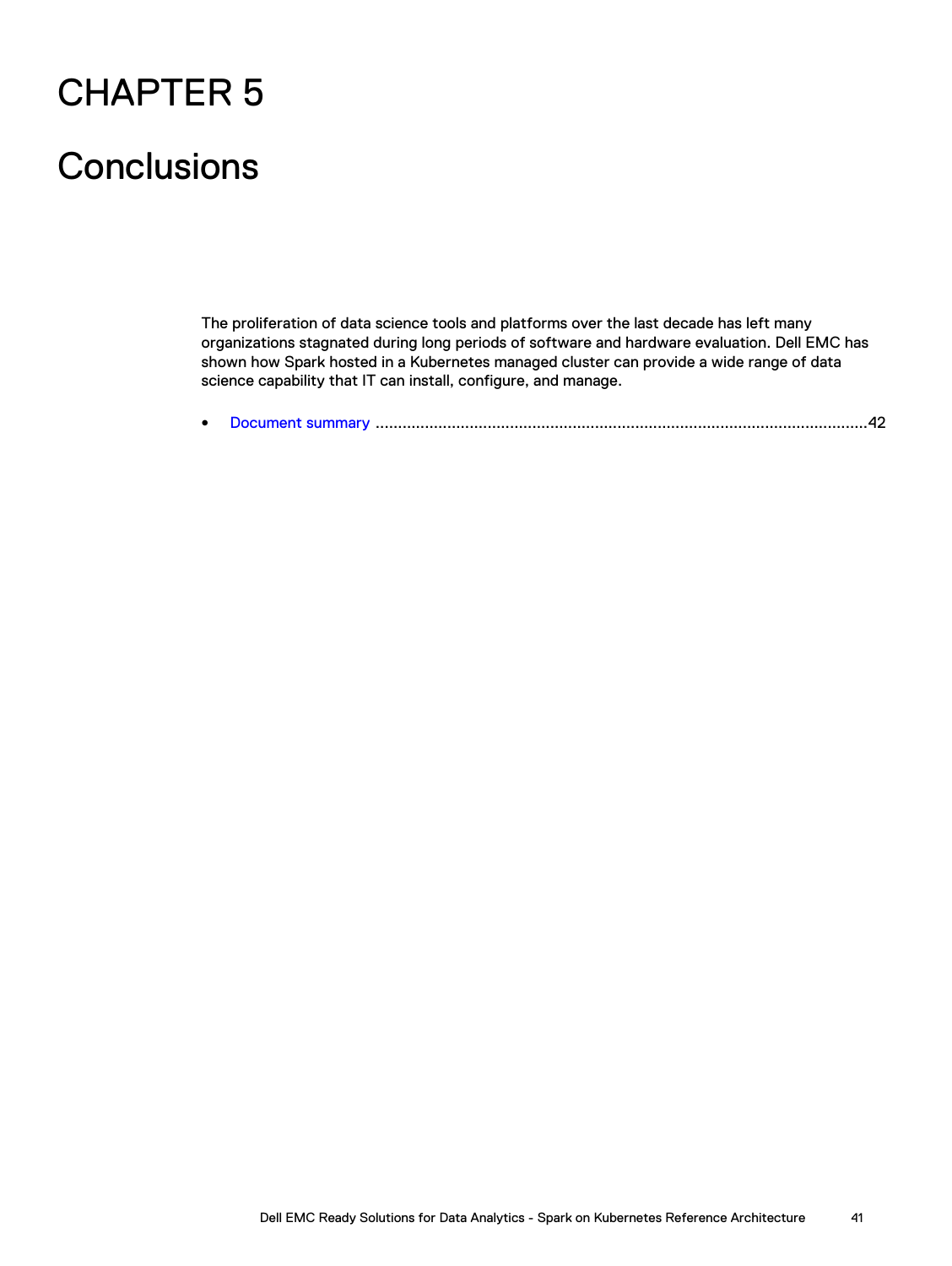# CHAPTER 5

# Conclusions

The proliferation of data science tools and platforms over the last decade has left many organizations stagnated during long periods of software and hardware evaluation. Dell EMC has shown how Spark hosted in a Kubernetes managed cluster can provide a wide range of data science capability that IT can install, configure, and manage.

- Document summary ......................................................................................................42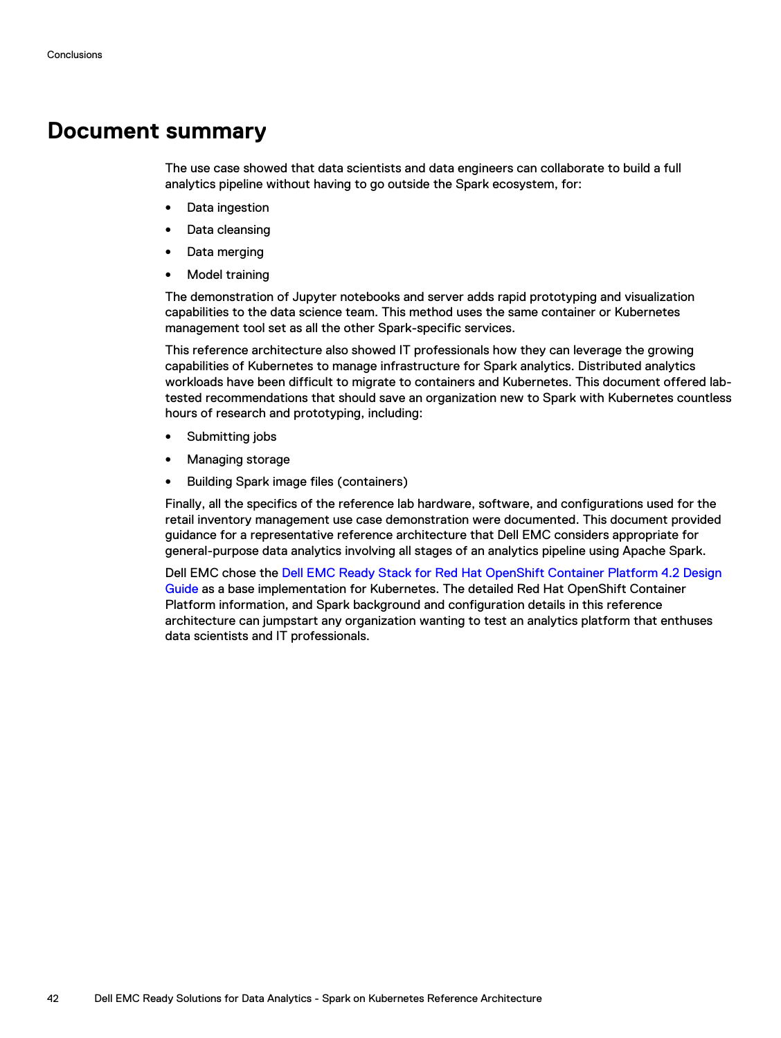# Document summary

The use case showed that data scientists and data engineers can collaborate to build a full analytics pipeline without having to go outside the Spark ecosystem, for:

- Data ingestion
- Data cleansing
- Data merging
- Model training

The demonstration of Jupyter notebooks and server adds rapid prototyping and visualization capabilities to the data science team. This method uses the same container or Kubernetes management tool set as all the other Spark-specific services.

This reference architecture also showed IT professionals how they can leverage the growing capabilities of Kubernetes to manage infrastructure for Spark analytics. Distributed analytics workloads have been difficult to migrate to containers and Kubernetes. This document offered lab-tested recommendations that should save an organization new to Spark with Kubernetes countless hours of research and prototyping, including:

- Submitting jobs
- Managing storage
- Building Spark image files (containers)

Finally, all the specifics of the reference lab hardware, software, and configurations used for the retail inventory management use case demonstration were documented. This document provided guidance for a representative reference architecture that Dell EMC considers appropriate for general-purpose data analytics involving all stages of an analytics pipeline using Apache Spark.

Dell EMC chose the Dell EMC Ready Stack for Red Hat OpenShift Container Platform 4.2 Design Guide as a base implementation for Kubernetes. The detailed Red Hat OpenShift Container Platform information, and Spark background and configuration details in this reference architecture can jumpstart any organization wanting to test an analytics platform that enthuses data scientists and IT professionals.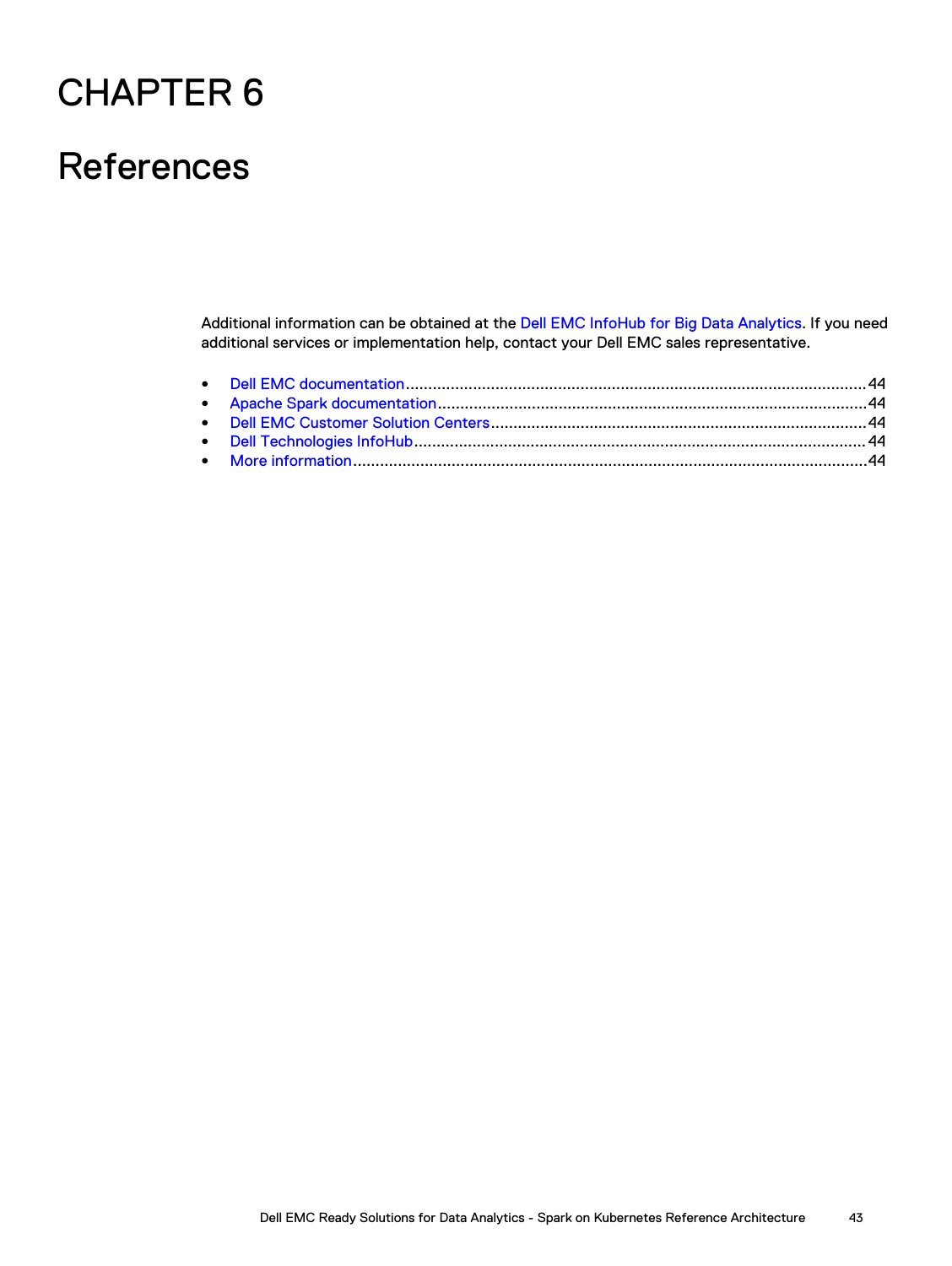# CHAPTER 6

# References

Additional information can be obtained at the Dell EMC InfoHub for Big Data Analytics. If you need additional services or implementation help, contact your Dell EMC sales representative.

- Dell EMC documentation....................................................................................................44
- Apache Spark documentation.............................................................................................44
- Dell EMC Customer Solution Centers..................................................................................44
- Dell Technologies InfoHub...................................................................................................44
- More information.................................................................................................................44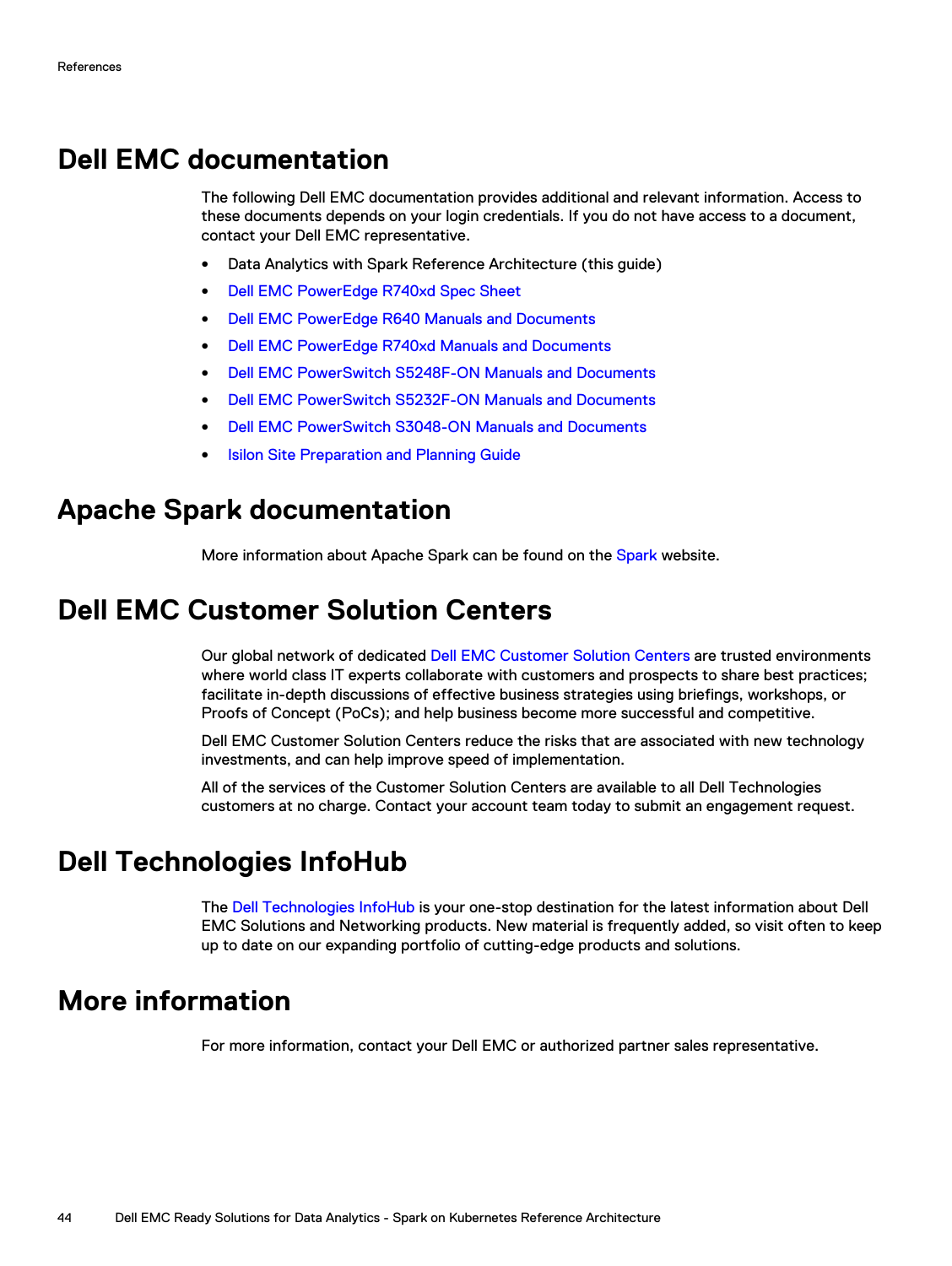# Dell EMC documentation

The following Dell EMC documentation provides additional and relevant information. Access to these documents depends on your login credentials. If you do not have access to a document, contact your Dell EMC representative.

- Data Analytics with Spark Reference Architecture (this guide)
- Dell EMC PowerEdge R740xd Spec Sheet
- Dell EMC PowerEdge R640 Manuals and Documents
- Dell EMC PowerEdge R740xd Manuals and Documents
- Dell EMC PowerSwitch S5248F-ON Manuals and Documents
- Dell EMC PowerSwitch S5232F-ON Manuals and Documents
- Dell EMC PowerSwitch S3048-ON Manuals and Documents
- Isilon Site Preparation and Planning Guide

# Apache Spark documentation

More information about Apache Spark can be found on the Spark website.

# Dell EMC Customer Solution Centers

Our global network of dedicated Dell EMC Customer Solution Centers are trusted environments where world class IT experts collaborate with customers and prospects to share best practices; facilitate in-depth discussions of effective business strategies using briefings, workshops, or Proofs of Concept (PoCs); and help business become more successful and competitive.

Dell EMC Customer Solution Centers reduce the risks that are associated with new technology investments, and can help improve speed of implementation.

All of the services of the Customer Solution Centers are available to all Dell Technologies customers at no charge. Contact your account team today to submit an engagement request.

# Dell Technologies InfoHub

The Dell Technologies InfoHub is your one-stop destination for the latest information about Dell EMC Solutions and Networking products. New material is frequently added, so visit often to keep up to date on our expanding portfolio of cutting-edge products and solutions.

# More information

For more information, contact your Dell EMC or authorized partner sales representative.